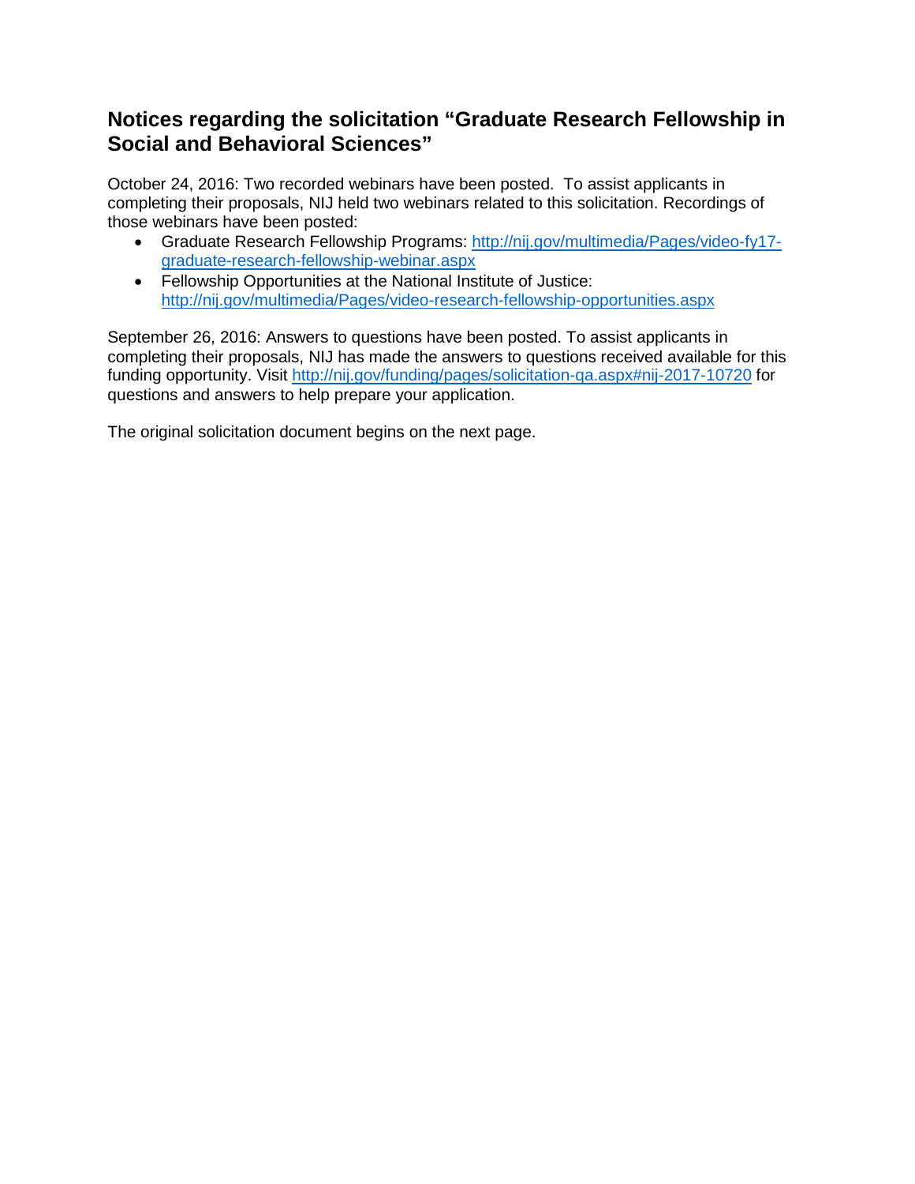## Notices regarding the solicitation "Graduate Research Fellowship in Social and Behavioral Sciences"

October 24, 2016: Two recorded webinars have been posted. To assist applicants in completing their proposals, NIJ held two webinars related to this solicitation. Recordings of those webinars have been posted:

- Graduate Research Fellowship Programs: [http://nij.gov/multimedia/Pages/video-fy17-graduate-research-fellowship-webinar.aspx](http://nij.gov/multimedia/Pages/video-fy17-graduate-research-fellowship-webinar.aspx)
- Fellowship Opportunities at the National Institute of Justice: [http://nij.gov/multimedia/Pages/video-research-fellowship-opportunities.aspx](http://nij.gov/multimedia/Pages/video-research-fellowship-opportunities.aspx)

September 26, 2016: Answers to questions have been posted. To assist applicants in completing their proposals, NIJ has made the answers to questions received available for this funding opportunity. Visit [http://nij.gov/funding/pages/solicitation-qa.aspx#nij-2017-10720](http://nij.gov/funding/pages/solicitation-qa.aspx#nij-2017-10720) for questions and answers to help prepare your application.

The original solicitation document begins on the next page.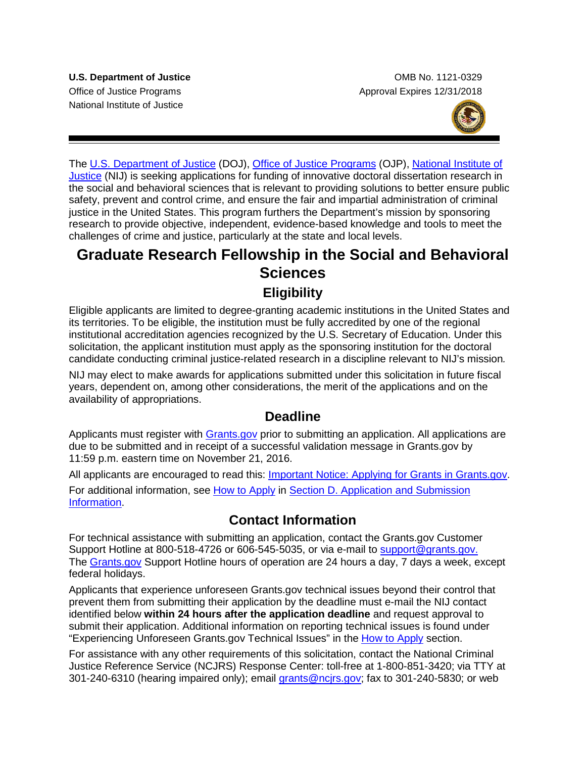**U.S. Department of Justice**
Office of Justice Programs
National Institute of Justice

OMB No. 1121-0329
Approval Expires 12/31/2018

The U.S. Department of Justice (DOJ), Office of Justice Programs (OJP), National Institute of Justice (NIJ) is seeking applications for funding of innovative doctoral dissertation research in the social and behavioral sciences that is relevant to providing solutions to better ensure public safety, prevent and control crime, and ensure the fair and impartial administration of criminal justice in the United States. This program furthers the Department's mission by sponsoring research to provide objective, independent, evidence-based knowledge and tools to meet the challenges of crime and justice, particularly at the state and local levels.

# Graduate Research Fellowship in the Social and Behavioral Sciences

## Eligibility

Eligible applicants are limited to degree-granting academic institutions in the United States and its territories. To be eligible, the institution must be fully accredited by one of the regional institutional accreditation agencies recognized by the U.S. Secretary of Education. Under this solicitation, the applicant institution must apply as the sponsoring institution for the doctoral candidate conducting criminal justice-related research in a discipline relevant to NIJ's mission*.*

NIJ may elect to make awards for applications submitted under this solicitation in future fiscal years, dependent on, among other considerations, the merit of the applications and on the availability of appropriations.

## Deadline

Applicants must register with Grants.gov prior to submitting an application. All applications are due to be submitted and in receipt of a successful validation message in Grants.gov by 11:59 p.m. eastern time on November 21, 2016.

All applicants are encouraged to read this: Important Notice: Applying for Grants in Grants.gov.

For additional information, see How to Apply in Section D. Application and Submission Information.

## Contact Information

For technical assistance with submitting an application, contact the Grants.gov Customer Support Hotline at 800-518-4726 or 606-545-5035, or via e-mail to support@grants.gov. The Grants.gov Support Hotline hours of operation are 24 hours a day, 7 days a week, except federal holidays.

Applicants that experience unforeseen Grants.gov technical issues beyond their control that prevent them from submitting their application by the deadline must e-mail the NIJ contact identified below **within 24 hours after the application deadline** and request approval to submit their application. Additional information on reporting technical issues is found under "Experiencing Unforeseen Grants.gov Technical Issues" in the How to Apply section.

For assistance with any other requirements of this solicitation, contact the National Criminal Justice Reference Service (NCJRS) Response Center: toll-free at 1-800-851-3420; via TTY at 301-240-6310 (hearing impaired only); email grants@ncjrs.gov; fax to 301-240-5830; or web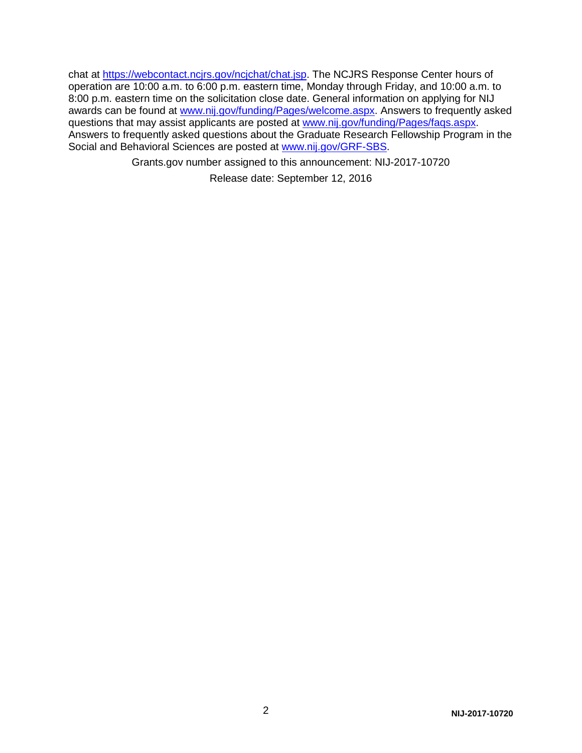chat at https://webcontact.ncjrs.gov/ncjchat/chat.jsp. The NCJRS Response Center hours of operation are 10:00 a.m. to 6:00 p.m. eastern time, Monday through Friday, and 10:00 a.m. to 8:00 p.m. eastern time on the solicitation close date. General information on applying for NIJ awards can be found at www.nij.gov/funding/Pages/welcome.aspx. Answers to frequently asked questions that may assist applicants are posted at www.nij.gov/funding/Pages/faqs.aspx. Answers to frequently asked questions about the Graduate Research Fellowship Program in the Social and Behavioral Sciences are posted at www.nij.gov/GRF-SBS.

Grants.gov number assigned to this announcement: NIJ-2017-10720

Release date: September 12, 2016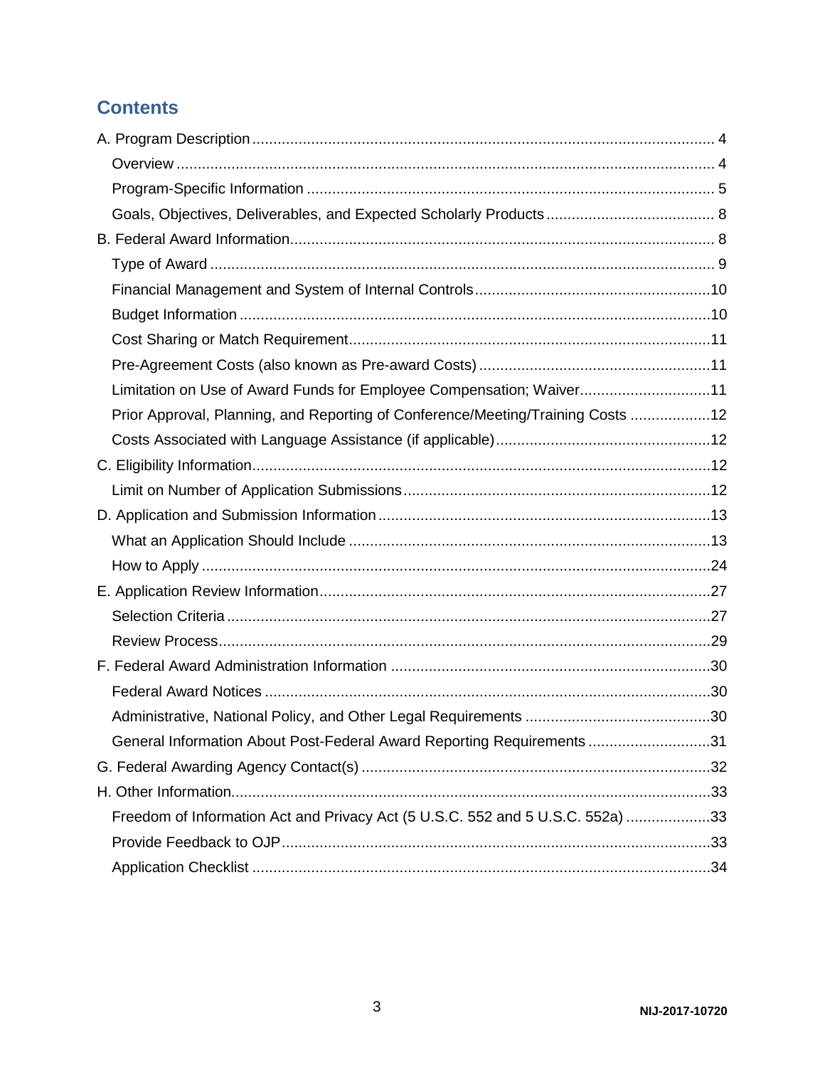## Contents

A. Program Description ..................................................................................................... 4

- Overview ..................................................................................................................... 4
- Program-Specific Information ...................................................................................... 5
- Goals, Objectives, Deliverables, and Expected Scholarly Products ........................................ 8

B. Federal Award Information.............................................................................................. 8

- Type of Award ................................................................................................................ 9
- Financial Management and System of Internal Controls........................................................10
- Budget Information .........................................................................................................10
- Cost Sharing or Match Requirement..................................................................................11
- Pre-Agreement Costs (also known as Pre-award Costs) .......................................................11
- Limitation on Use of Award Funds for Employee Compensation; Waiver...............................11
- Prior Approval, Planning, and Reporting of Conference/Meeting/Training Costs ...................12
- Costs Associated with Language Assistance (if applicable)...................................................12

C. Eligibility Information........................................................................................................12

- Limit on Number of Application Submissions........................................................................12

D. Application and Submission Information ...........................................................................13

- What an Application Should Include ....................................................................................13
- How to Apply ...................................................................................................................24

E. Application Review Information..........................................................................................27

- Selection Criteria ..............................................................................................................27
- Review Process.................................................................................................................29

F. Federal Award Administration Information ..........................................................................30

- Federal Award Notices .......................................................................................................30
- Administrative, National Policy, and Other Legal Requirements ............................................30
- General Information About Post-Federal Award Reporting Requirements .............................31

G. Federal Awarding Agency Contact(s) ..................................................................................32

H. Other Information..............................................................................................................33

- Freedom of Information Act and Privacy Act (5 U.S.C. 552 and 5 U.S.C. 552a) ....................33
- Provide Feedback to OJP...................................................................................................33
- Application Checklist ........................................................................................................34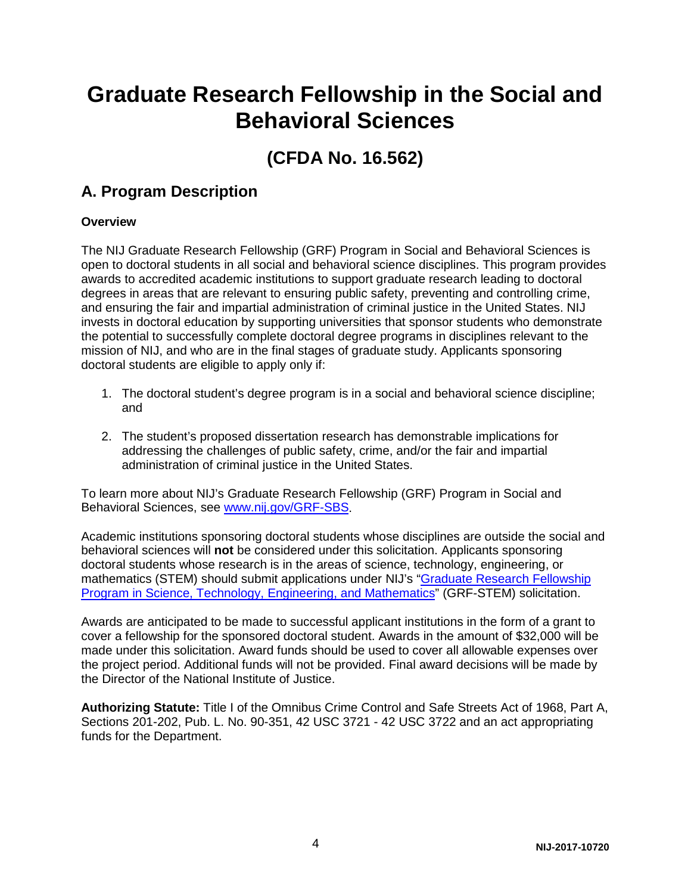# Graduate Research Fellowship in the Social and Behavioral Sciences

## (CFDA No. 16.562)

## A. Program Description

**Overview**

The NIJ Graduate Research Fellowship (GRF) Program in Social and Behavioral Sciences is open to doctoral students in all social and behavioral science disciplines. This program provides awards to accredited academic institutions to support graduate research leading to doctoral degrees in areas that are relevant to ensuring public safety, preventing and controlling crime, and ensuring the fair and impartial administration of criminal justice in the United States. NIJ invests in doctoral education by supporting universities that sponsor students who demonstrate the potential to successfully complete doctoral degree programs in disciplines relevant to the mission of NIJ, and who are in the final stages of graduate study. Applicants sponsoring doctoral students are eligible to apply only if:

1. The doctoral student's degree program is in a social and behavioral science discipline; and

2. The student's proposed dissertation research has demonstrable implications for addressing the challenges of public safety, crime, and/or the fair and impartial administration of criminal justice in the United States.

To learn more about NIJ's Graduate Research Fellowship (GRF) Program in Social and Behavioral Sciences, see [www.nij.gov/GRF-SBS](www.nij.gov/GRF-SBS).

Academic institutions sponsoring doctoral students whose disciplines are outside the social and behavioral sciences will **not** be considered under this solicitation. Applicants sponsoring doctoral students whose research is in the areas of science, technology, engineering, or mathematics (STEM) should submit applications under NIJ's "Graduate Research Fellowship Program in Science, Technology, Engineering, and Mathematics" (GRF-STEM) solicitation.

Awards are anticipated to be made to successful applicant institutions in the form of a grant to cover a fellowship for the sponsored doctoral student. Awards in the amount of $32,000 will be made under this solicitation. Award funds should be used to cover all allowable expenses over the project period. Additional funds will not be provided. Final award decisions will be made by the Director of the National Institute of Justice.

**Authorizing Statute:** Title I of the Omnibus Crime Control and Safe Streets Act of 1968, Part A, Sections 201-202, Pub. L. No. 90-351, 42 USC 3721 - 42 USC 3722 and an act appropriating funds for the Department.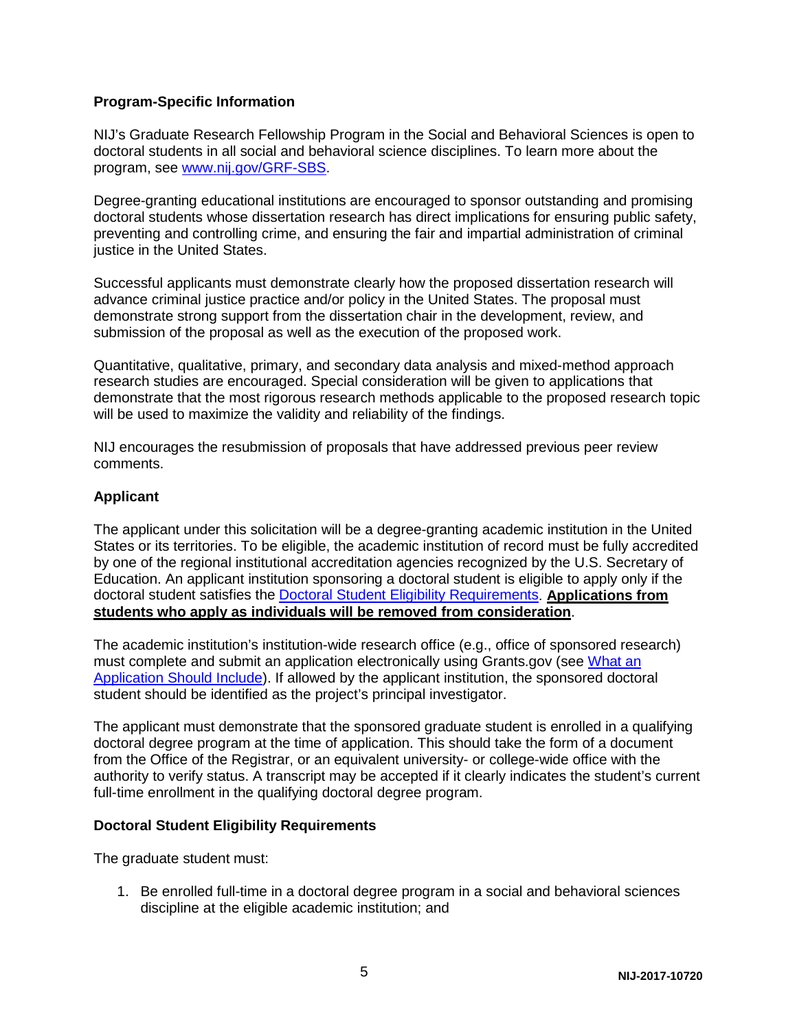### Program-Specific Information

NIJ's Graduate Research Fellowship Program in the Social and Behavioral Sciences is open to doctoral students in all social and behavioral science disciplines. To learn more about the program, see [www.nij.gov/GRF-SBS](www.nij.gov/GRF-SBS).

Degree-granting educational institutions are encouraged to sponsor outstanding and promising doctoral students whose dissertation research has direct implications for ensuring public safety, preventing and controlling crime, and ensuring the fair and impartial administration of criminal justice in the United States.

Successful applicants must demonstrate clearly how the proposed dissertation research will advance criminal justice practice and/or policy in the United States. The proposal must demonstrate strong support from the dissertation chair in the development, review, and submission of the proposal as well as the execution of the proposed work.

Quantitative, qualitative, primary, and secondary data analysis and mixed-method approach research studies are encouraged. Special consideration will be given to applications that demonstrate that the most rigorous research methods applicable to the proposed research topic will be used to maximize the validity and reliability of the findings.

NIJ encourages the resubmission of proposals that have addressed previous peer review comments.

### Applicant

The applicant under this solicitation will be a degree-granting academic institution in the United States or its territories. To be eligible, the academic institution of record must be fully accredited by one of the regional institutional accreditation agencies recognized by the U.S. Secretary of Education. An applicant institution sponsoring a doctoral student is eligible to apply only if the doctoral student satisfies the Doctoral Student Eligibility Requirements. **Applications from students who apply as individuals will be removed from consideration**.

The academic institution's institution-wide research office (e.g., office of sponsored research) must complete and submit an application electronically using Grants.gov (see What an Application Should Include). If allowed by the applicant institution, the sponsored doctoral student should be identified as the project's principal investigator.

The applicant must demonstrate that the sponsored graduate student is enrolled in a qualifying doctoral degree program at the time of application. This should take the form of a document from the Office of the Registrar, or an equivalent university- or college-wide office with the authority to verify status. A transcript may be accepted if it clearly indicates the student's current full-time enrollment in the qualifying doctoral degree program.

### Doctoral Student Eligibility Requirements

The graduate student must:

1. Be enrolled full-time in a doctoral degree program in a social and behavioral sciences discipline at the eligible academic institution; and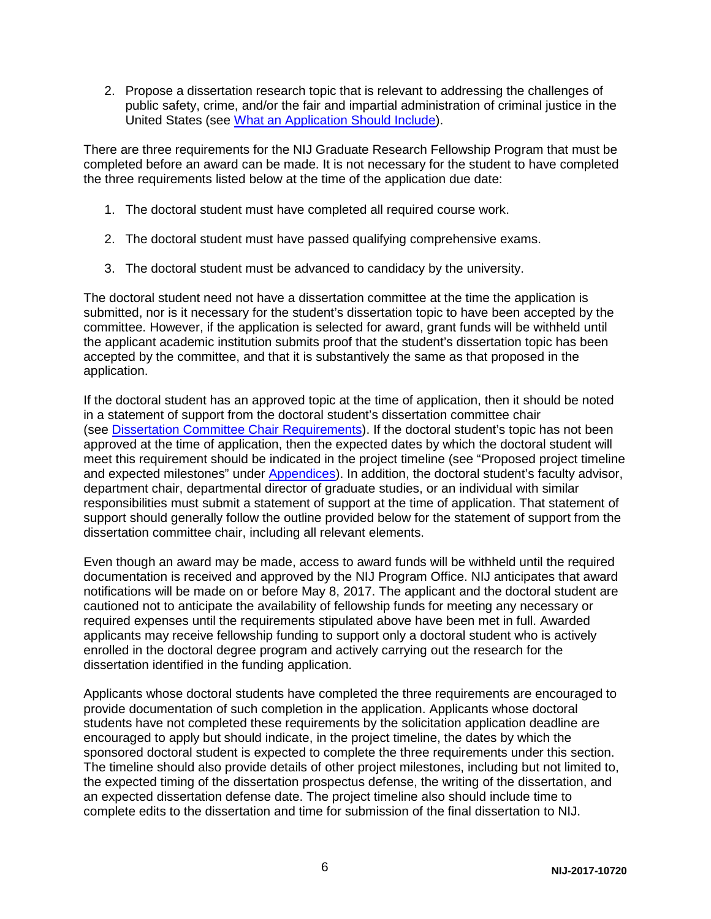2. Propose a dissertation research topic that is relevant to addressing the challenges of public safety, crime, and/or the fair and impartial administration of criminal justice in the United States (see What an Application Should Include).

There are three requirements for the NIJ Graduate Research Fellowship Program that must be completed before an award can be made. It is not necessary for the student to have completed the three requirements listed below at the time of the application due date:

1. The doctoral student must have completed all required course work.
2. The doctoral student must have passed qualifying comprehensive exams.
3. The doctoral student must be advanced to candidacy by the university.

The doctoral student need not have a dissertation committee at the time the application is submitted, nor is it necessary for the student's dissertation topic to have been accepted by the committee. However, if the application is selected for award, grant funds will be withheld until the applicant academic institution submits proof that the student's dissertation topic has been accepted by the committee, and that it is substantively the same as that proposed in the application.

If the doctoral student has an approved topic at the time of application, then it should be noted in a statement of support from the doctoral student's dissertation committee chair (see Dissertation Committee Chair Requirements). If the doctoral student's topic has not been approved at the time of application, then the expected dates by which the doctoral student will meet this requirement should be indicated in the project timeline (see "Proposed project timeline and expected milestones" under Appendices). In addition, the doctoral student's faculty advisor, department chair, departmental director of graduate studies, or an individual with similar responsibilities must submit a statement of support at the time of application. That statement of support should generally follow the outline provided below for the statement of support from the dissertation committee chair, including all relevant elements.

Even though an award may be made, access to award funds will be withheld until the required documentation is received and approved by the NIJ Program Office. NIJ anticipates that award notifications will be made on or before May 8, 2017. The applicant and the doctoral student are cautioned not to anticipate the availability of fellowship funds for meeting any necessary or required expenses until the requirements stipulated above have been met in full. Awarded applicants may receive fellowship funding to support only a doctoral student who is actively enrolled in the doctoral degree program and actively carrying out the research for the dissertation identified in the funding application.

Applicants whose doctoral students have completed the three requirements are encouraged to provide documentation of such completion in the application. Applicants whose doctoral students have not completed these requirements by the solicitation application deadline are encouraged to apply but should indicate, in the project timeline, the dates by which the sponsored doctoral student is expected to complete the three requirements under this section. The timeline should also provide details of other project milestones, including but not limited to, the expected timing of the dissertation prospectus defense, the writing of the dissertation, and an expected dissertation defense date. The project timeline also should include time to complete edits to the dissertation and time for submission of the final dissertation to NIJ.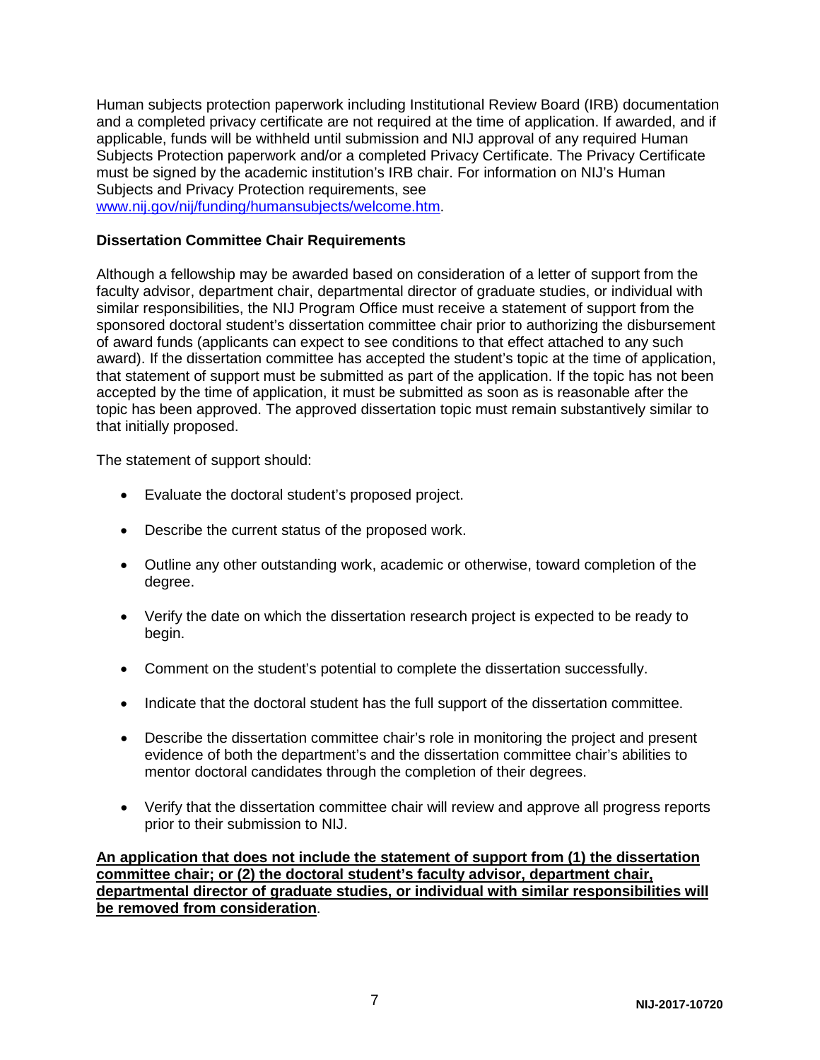Human subjects protection paperwork including Institutional Review Board (IRB) documentation and a completed privacy certificate are not required at the time of application. If awarded, and if applicable, funds will be withheld until submission and NIJ approval of any required Human Subjects Protection paperwork and/or a completed Privacy Certificate. The Privacy Certificate must be signed by the academic institution's IRB chair. For information on NIJ's Human Subjects and Privacy Protection requirements, see [www.nij.gov/nij/funding/humansubjects/welcome.htm](www.nij.gov/nij/funding/humansubjects/welcome.htm).

**Dissertation Committee Chair Requirements**

Although a fellowship may be awarded based on consideration of a letter of support from the faculty advisor, department chair, departmental director of graduate studies, or individual with similar responsibilities, the NIJ Program Office must receive a statement of support from the sponsored doctoral student's dissertation committee chair prior to authorizing the disbursement of award funds (applicants can expect to see conditions to that effect attached to any such award). If the dissertation committee has accepted the student's topic at the time of application, that statement of support must be submitted as part of the application. If the topic has not been accepted by the time of application, it must be submitted as soon as is reasonable after the topic has been approved. The approved dissertation topic must remain substantively similar to that initially proposed.

The statement of support should:

- Evaluate the doctoral student's proposed project.
- Describe the current status of the proposed work.
- Outline any other outstanding work, academic or otherwise, toward completion of the degree.
- Verify the date on which the dissertation research project is expected to be ready to begin.
- Comment on the student's potential to complete the dissertation successfully.
- Indicate that the doctoral student has the full support of the dissertation committee.
- Describe the dissertation committee chair's role in monitoring the project and present evidence of both the department's and the dissertation committee chair's abilities to mentor doctoral candidates through the completion of their degrees.
- Verify that the dissertation committee chair will review and approve all progress reports prior to their submission to NIJ.

**An application that does not include the statement of support from (1) the dissertation committee chair; or (2) the doctoral student's faculty advisor, department chair, departmental director of graduate studies, or individual with similar responsibilities will be removed from consideration**.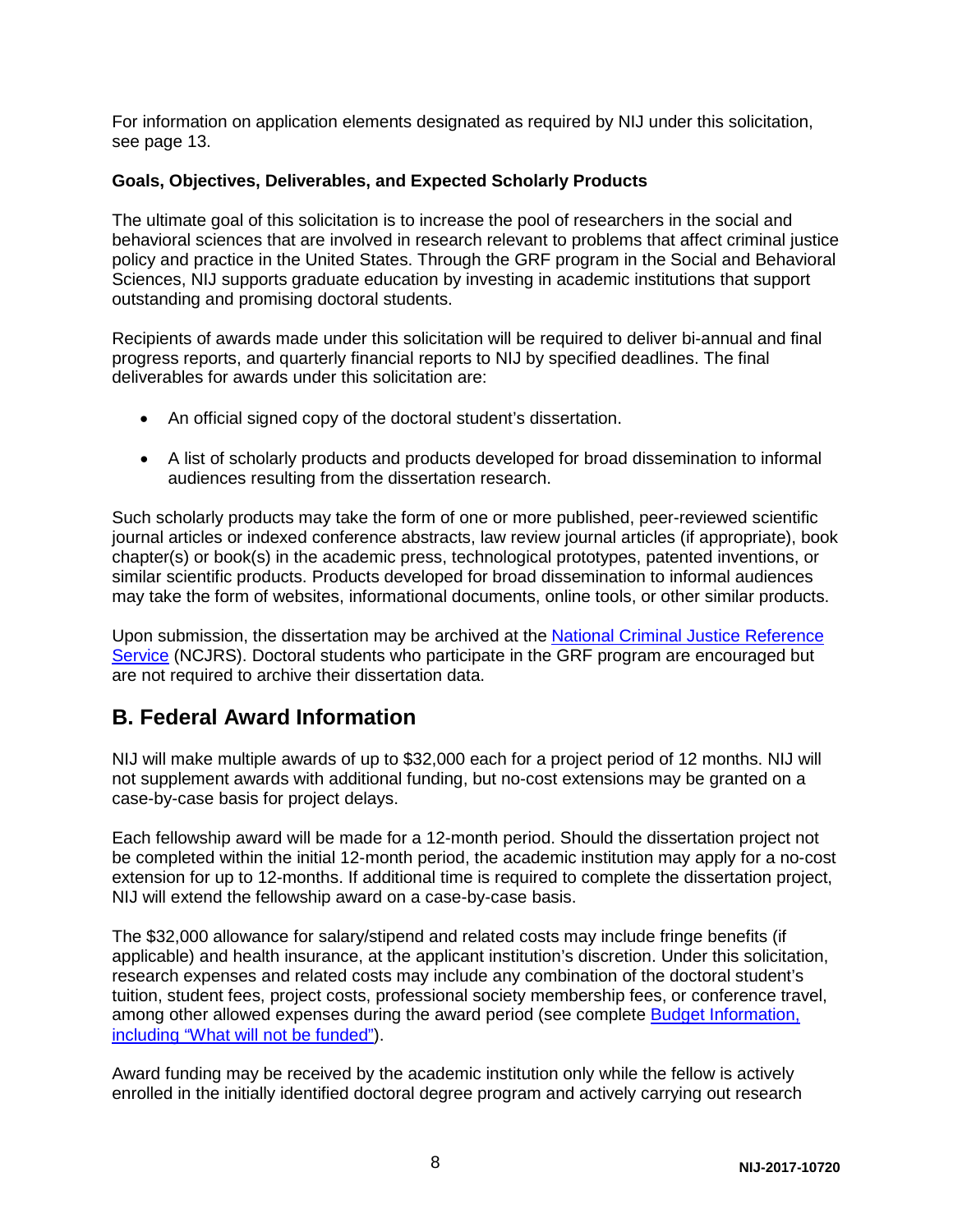For information on application elements designated as required by NIJ under this solicitation, see page 13.

**Goals, Objectives, Deliverables, and Expected Scholarly Products**

The ultimate goal of this solicitation is to increase the pool of researchers in the social and behavioral sciences that are involved in research relevant to problems that affect criminal justice policy and practice in the United States. Through the GRF program in the Social and Behavioral Sciences, NIJ supports graduate education by investing in academic institutions that support outstanding and promising doctoral students.

Recipients of awards made under this solicitation will be required to deliver bi-annual and final progress reports, and quarterly financial reports to NIJ by specified deadlines. The final deliverables for awards under this solicitation are:

- An official signed copy of the doctoral student's dissertation.
- A list of scholarly products and products developed for broad dissemination to informal audiences resulting from the dissertation research.

Such scholarly products may take the form of one or more published, peer-reviewed scientific journal articles or indexed conference abstracts, law review journal articles (if appropriate), book chapter(s) or book(s) in the academic press, technological prototypes, patented inventions, or similar scientific products. Products developed for broad dissemination to informal audiences may take the form of websites, informational documents, online tools, or other similar products.

Upon submission, the dissertation may be archived at the National Criminal Justice Reference Service (NCJRS). Doctoral students who participate in the GRF program are encouraged but are not required to archive their dissertation data.

## B. Federal Award Information

NIJ will make multiple awards of up to $32,000 each for a project period of 12 months. NIJ will not supplement awards with additional funding, but no-cost extensions may be granted on a case-by-case basis for project delays.

Each fellowship award will be made for a 12-month period. Should the dissertation project not be completed within the initial 12-month period, the academic institution may apply for a no-cost extension for up to 12-months. If additional time is required to complete the dissertation project, NIJ will extend the fellowship award on a case-by-case basis.

The $32,000 allowance for salary/stipend and related costs may include fringe benefits (if applicable) and health insurance, at the applicant institution's discretion. Under this solicitation, research expenses and related costs may include any combination of the doctoral student's tuition, student fees, project costs, professional society membership fees, or conference travel, among other allowed expenses during the award period (see complete Budget Information, including "What will not be funded").

Award funding may be received by the academic institution only while the fellow is actively enrolled in the initially identified doctoral degree program and actively carrying out research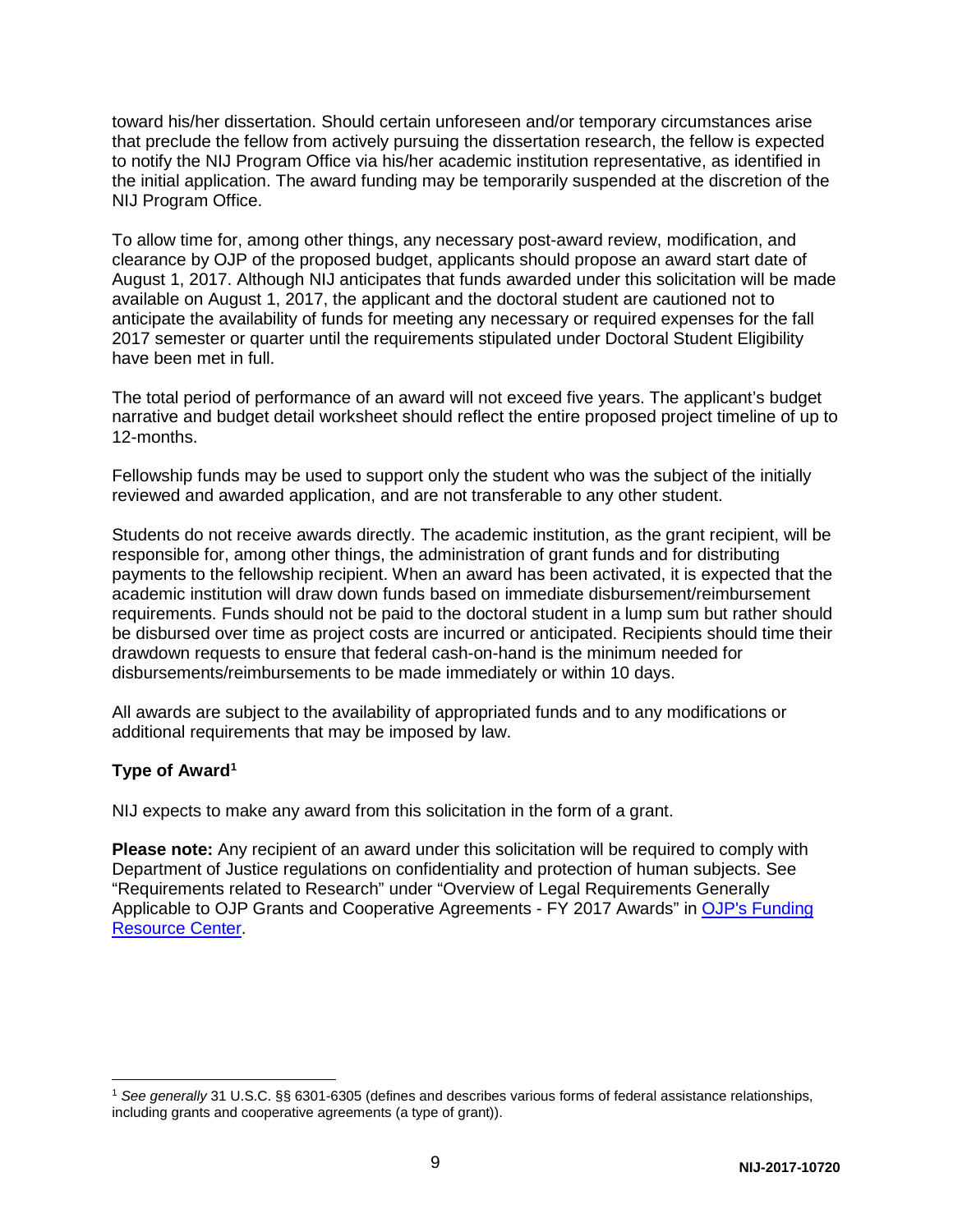toward his/her dissertation. Should certain unforeseen and/or temporary circumstances arise that preclude the fellow from actively pursuing the dissertation research, the fellow is expected to notify the NIJ Program Office via his/her academic institution representative, as identified in the initial application. The award funding may be temporarily suspended at the discretion of the NIJ Program Office.

To allow time for, among other things, any necessary post-award review, modification, and clearance by OJP of the proposed budget, applicants should propose an award start date of August 1, 2017. Although NIJ anticipates that funds awarded under this solicitation will be made available on August 1, 2017, the applicant and the doctoral student are cautioned not to anticipate the availability of funds for meeting any necessary or required expenses for the fall 2017 semester or quarter until the requirements stipulated under Doctoral Student Eligibility have been met in full.

The total period of performance of an award will not exceed five years. The applicant's budget narrative and budget detail worksheet should reflect the entire proposed project timeline of up to 12-months.

Fellowship funds may be used to support only the student who was the subject of the initially reviewed and awarded application, and are not transferable to any other student.

Students do not receive awards directly. The academic institution, as the grant recipient, will be responsible for, among other things, the administration of grant funds and for distributing payments to the fellowship recipient. When an award has been activated, it is expected that the academic institution will draw down funds based on immediate disbursement/reimbursement requirements. Funds should not be paid to the doctoral student in a lump sum but rather should be disbursed over time as project costs are incurred or anticipated. Recipients should time their drawdown requests to ensure that federal cash-on-hand is the minimum needed for disbursements/reimbursements to be made immediately or within 10 days.

All awards are subject to the availability of appropriated funds and to any modifications or additional requirements that may be imposed by law.

### Type of Award[1]

NIJ expects to make any award from this solicitation in the form of a grant.

**Please note:** Any recipient of an award under this solicitation will be required to comply with Department of Justice regulations on confidentiality and protection of human subjects. See "Requirements related to Research" under "Overview of Legal Requirements Generally Applicable to OJP Grants and Cooperative Agreements - FY 2017 Awards" in [OJP's Funding Resource Center](OJP's Funding Resource Center).

---

[1] *See generally* 31 U.S.C. §§ 6301-6305 (defines and describes various forms of federal assistance relationships, including grants and cooperative agreements (a type of grant)).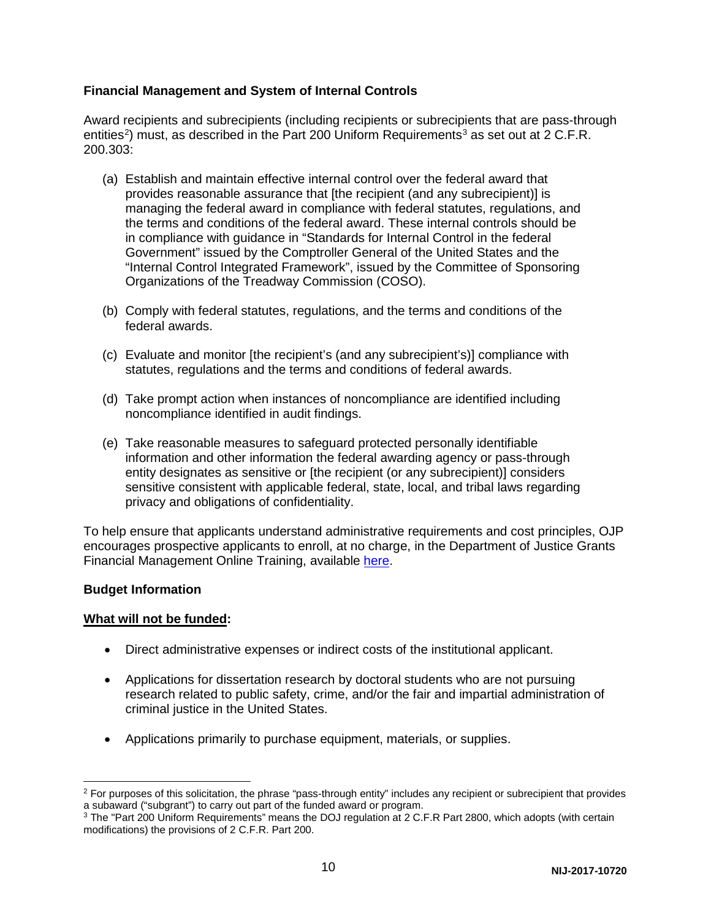**Financial Management and System of Internal Controls**

Award recipients and subrecipients (including recipients or subrecipients that are pass-through entities[2]) must, as described in the Part 200 Uniform Requirements[3] as set out at 2 C.F.R. 200.303:

(a) Establish and maintain effective internal control over the federal award that provides reasonable assurance that [the recipient (and any subrecipient)] is managing the federal award in compliance with federal statutes, regulations, and the terms and conditions of the federal award. These internal controls should be in compliance with guidance in "Standards for Internal Control in the federal Government" issued by the Comptroller General of the United States and the "Internal Control Integrated Framework", issued by the Committee of Sponsoring Organizations of the Treadway Commission (COSO).

(b) Comply with federal statutes, regulations, and the terms and conditions of the federal awards.

(c) Evaluate and monitor [the recipient's (and any subrecipient's)] compliance with statutes, regulations and the terms and conditions of federal awards.

(d) Take prompt action when instances of noncompliance are identified including noncompliance identified in audit findings.

(e) Take reasonable measures to safeguard protected personally identifiable information and other information the federal awarding agency or pass-through entity designates as sensitive or [the recipient (or any subrecipient)] considers sensitive consistent with applicable federal, state, local, and tribal laws regarding privacy and obligations of confidentiality.

To help ensure that applicants understand administrative requirements and cost principles, OJP encourages prospective applicants to enroll, at no charge, in the Department of Justice Grants Financial Management Online Training, available here.

**Budget Information**

**What will not be funded:**

- Direct administrative expenses or indirect costs of the institutional applicant.
- Applications for dissertation research by doctoral students who are not pursuing research related to public safety, crime, and/or the fair and impartial administration of criminal justice in the United States.
- Applications primarily to purchase equipment, materials, or supplies.

---

[2] For purposes of this solicitation, the phrase "pass-through entity" includes any recipient or subrecipient that provides a subaward ("subgrant") to carry out part of the funded award or program.

[3] The "Part 200 Uniform Requirements" means the DOJ regulation at 2 C.F.R Part 2800, which adopts (with certain modifications) the provisions of 2 C.F.R. Part 200.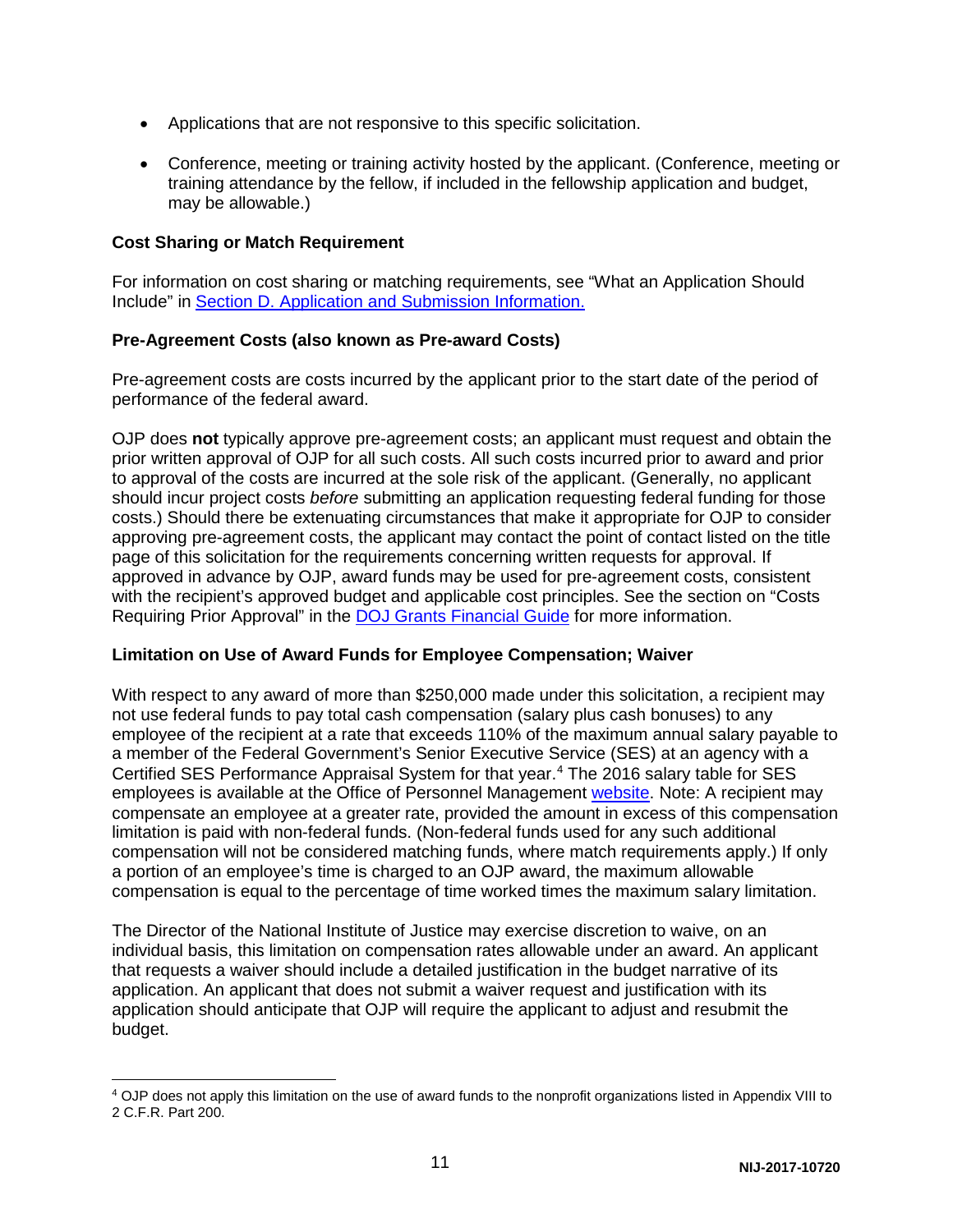- Applications that are not responsive to this specific solicitation.
- Conference, meeting or training activity hosted by the applicant. (Conference, meeting or training attendance by the fellow, if included in the fellowship application and budget, may be allowable.)

**Cost Sharing or Match Requirement**

For information on cost sharing or matching requirements, see "What an Application Should Include" in Section D. Application and Submission Information.

**Pre-Agreement Costs (also known as Pre-award Costs)**

Pre-agreement costs are costs incurred by the applicant prior to the start date of the period of performance of the federal award.

OJP does **not** typically approve pre-agreement costs; an applicant must request and obtain the prior written approval of OJP for all such costs. All such costs incurred prior to award and prior to approval of the costs are incurred at the sole risk of the applicant. (Generally, no applicant should incur project costs *before* submitting an application requesting federal funding for those costs.) Should there be extenuating circumstances that make it appropriate for OJP to consider approving pre-agreement costs, the applicant may contact the point of contact listed on the title page of this solicitation for the requirements concerning written requests for approval. If approved in advance by OJP, award funds may be used for pre-agreement costs, consistent with the recipient's approved budget and applicable cost principles. See the section on "Costs Requiring Prior Approval" in the DOJ Grants Financial Guide for more information.

**Limitation on Use of Award Funds for Employee Compensation; Waiver**

With respect to any award of more than $250,000 made under this solicitation, a recipient may not use federal funds to pay total cash compensation (salary plus cash bonuses) to any employee of the recipient at a rate that exceeds 110% of the maximum annual salary payable to a member of the Federal Government's Senior Executive Service (SES) at an agency with a Certified SES Performance Appraisal System for that year.[4] The 2016 salary table for SES employees is available at the Office of Personnel Management website. Note: A recipient may compensate an employee at a greater rate, provided the amount in excess of this compensation limitation is paid with non-federal funds. (Non-federal funds used for any such additional compensation will not be considered matching funds, where match requirements apply.) If only a portion of an employee's time is charged to an OJP award, the maximum allowable compensation is equal to the percentage of time worked times the maximum salary limitation.

The Director of the National Institute of Justice may exercise discretion to waive, on an individual basis, this limitation on compensation rates allowable under an award. An applicant that requests a waiver should include a detailed justification in the budget narrative of its application. An applicant that does not submit a waiver request and justification with its application should anticipate that OJP will require the applicant to adjust and resubmit the budget.

[4] OJP does not apply this limitation on the use of award funds to the nonprofit organizations listed in Appendix VIII to 2 C.F.R. Part 200.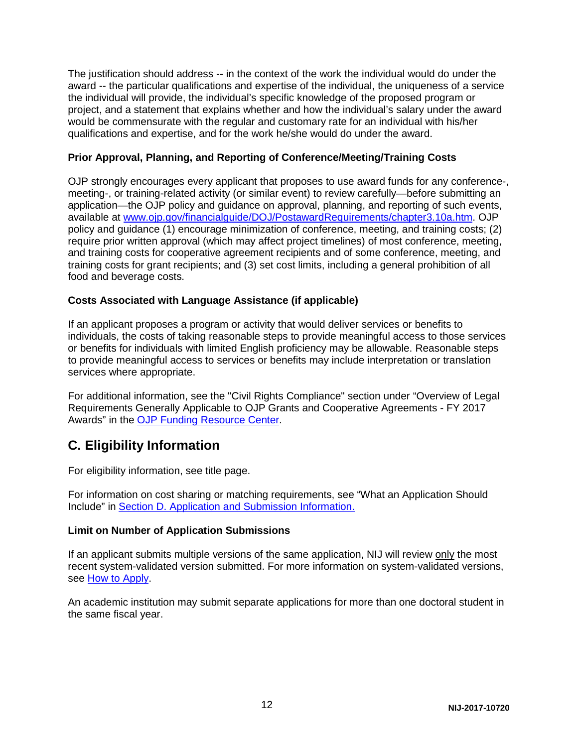The justification should address -- in the context of the work the individual would do under the award -- the particular qualifications and expertise of the individual, the uniqueness of a service the individual will provide, the individual's specific knowledge of the proposed program or project, and a statement that explains whether and how the individual's salary under the award would be commensurate with the regular and customary rate for an individual with his/her qualifications and expertise, and for the work he/she would do under the award.

**Prior Approval, Planning, and Reporting of Conference/Meeting/Training Costs**

OJP strongly encourages every applicant that proposes to use award funds for any conference-, meeting-, or training-related activity (or similar event) to review carefully—before submitting an application—the OJP policy and guidance on approval, planning, and reporting of such events, available at [www.ojp.gov/financialguide/DOJ/PostawardRequirements/chapter3.10a.htm](www.ojp.gov/financialguide/DOJ/PostawardRequirements/chapter3.10a.htm). OJP policy and guidance (1) encourage minimization of conference, meeting, and training costs; (2) require prior written approval (which may affect project timelines) of most conference, meeting, and training costs for cooperative agreement recipients and of some conference, meeting, and training costs for grant recipients; and (3) set cost limits, including a general prohibition of all food and beverage costs.

**Costs Associated with Language Assistance (if applicable)**

If an applicant proposes a program or activity that would deliver services or benefits to individuals, the costs of taking reasonable steps to provide meaningful access to those services or benefits for individuals with limited English proficiency may be allowable. Reasonable steps to provide meaningful access to services or benefits may include interpretation or translation services where appropriate.

For additional information, see the "Civil Rights Compliance" section under "Overview of Legal Requirements Generally Applicable to OJP Grants and Cooperative Agreements - FY 2017 Awards" in the OJP Funding Resource Center.

## C. Eligibility Information

For eligibility information, see title page.

For information on cost sharing or matching requirements, see "What an Application Should Include" in Section D. Application and Submission Information.

**Limit on Number of Application Submissions**

If an applicant submits multiple versions of the same application, NIJ will review only the most recent system-validated version submitted. For more information on system-validated versions, see How to Apply.

An academic institution may submit separate applications for more than one doctoral student in the same fiscal year.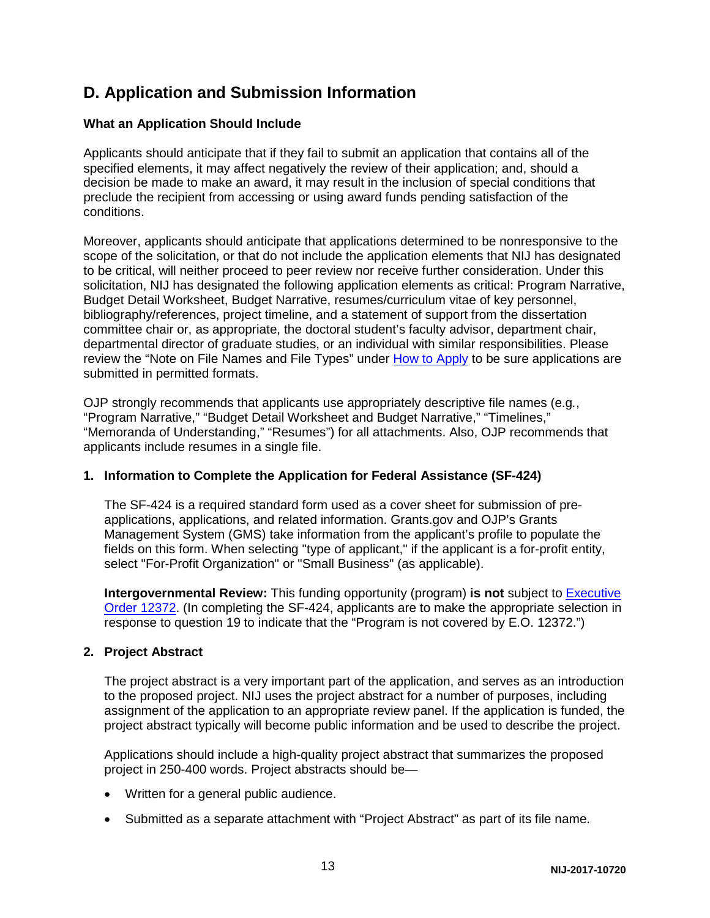## D. Application and Submission Information

### What an Application Should Include

Applicants should anticipate that if they fail to submit an application that contains all of the specified elements, it may affect negatively the review of their application; and, should a decision be made to make an award, it may result in the inclusion of special conditions that preclude the recipient from accessing or using award funds pending satisfaction of the conditions.

Moreover, applicants should anticipate that applications determined to be nonresponsive to the scope of the solicitation, or that do not include the application elements that NIJ has designated to be critical, will neither proceed to peer review nor receive further consideration. Under this solicitation, NIJ has designated the following application elements as critical: Program Narrative, Budget Detail Worksheet, Budget Narrative, resumes/curriculum vitae of key personnel, bibliography/references, project timeline, and a statement of support from the dissertation committee chair or, as appropriate, the doctoral student's faculty advisor, department chair, departmental director of graduate studies, or an individual with similar responsibilities. Please review the "Note on File Names and File Types" under How to Apply to be sure applications are submitted in permitted formats.

OJP strongly recommends that applicants use appropriately descriptive file names (e.g*.*, "Program Narrative," "Budget Detail Worksheet and Budget Narrative," "Timelines," "Memoranda of Understanding," "Resumes") for all attachments. Also, OJP recommends that applicants include resumes in a single file.

### 1. Information to Complete the Application for Federal Assistance (SF-424)

The SF-424 is a required standard form used as a cover sheet for submission of pre-applications, applications, and related information. Grants.gov and OJP's Grants Management System (GMS) take information from the applicant's profile to populate the fields on this form. When selecting "type of applicant," if the applicant is a for-profit entity, select "For-Profit Organization" or "Small Business" (as applicable).

**Intergovernmental Review:** This funding opportunity (program) **is not** subject to Executive Order 12372. (In completing the SF-424, applicants are to make the appropriate selection in response to question 19 to indicate that the "Program is not covered by E.O. 12372.")

### 2. Project Abstract

The project abstract is a very important part of the application, and serves as an introduction to the proposed project. NIJ uses the project abstract for a number of purposes, including assignment of the application to an appropriate review panel. If the application is funded, the project abstract typically will become public information and be used to describe the project.

Applications should include a high-quality project abstract that summarizes the proposed project in 250-400 words. Project abstracts should be—

- Written for a general public audience.
- Submitted as a separate attachment with "Project Abstract" as part of its file name.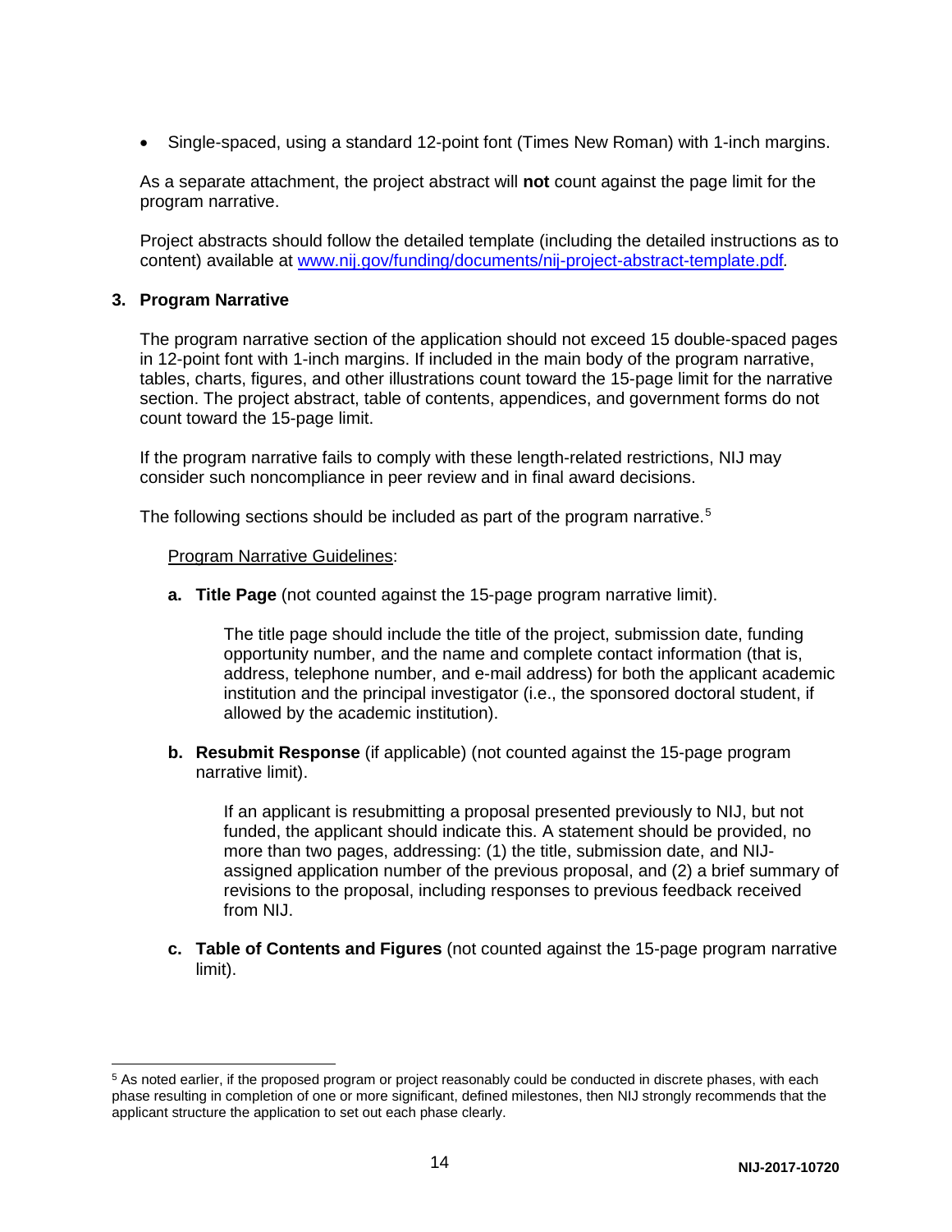- Single-spaced, using a standard 12-point font (Times New Roman) with 1-inch margins.

As a separate attachment, the project abstract will **not** count against the page limit for the program narrative.

Project abstracts should follow the detailed template (including the detailed instructions as to content) available at [www.nij.gov/funding/documents/nij-project-abstract-template.pdf](www.nij.gov/funding/documents/nij-project-abstract-template.pdf).

### 3. Program Narrative

The program narrative section of the application should not exceed 15 double-spaced pages in 12-point font with 1-inch margins. If included in the main body of the program narrative, tables, charts, figures, and other illustrations count toward the 15-page limit for the narrative section. The project abstract, table of contents, appendices, and government forms do not count toward the 15-page limit.

If the program narrative fails to comply with these length-related restrictions, NIJ may consider such noncompliance in peer review and in final award decisions.

The following sections should be included as part of the program narrative.[5]

Program Narrative Guidelines:

**a. Title Page** (not counted against the 15-page program narrative limit).

The title page should include the title of the project, submission date, funding opportunity number, and the name and complete contact information (that is, address, telephone number, and e-mail address) for both the applicant academic institution and the principal investigator (i.e., the sponsored doctoral student, if allowed by the academic institution).

**b. Resubmit Response** (if applicable) (not counted against the 15-page program narrative limit).

If an applicant is resubmitting a proposal presented previously to NIJ, but not funded, the applicant should indicate this. A statement should be provided, no more than two pages, addressing: (1) the title, submission date, and NIJ-assigned application number of the previous proposal, and (2) a brief summary of revisions to the proposal, including responses to previous feedback received from NIJ.

**c. Table of Contents and Figures** (not counted against the 15-page program narrative limit).

---

[5] As noted earlier, if the proposed program or project reasonably could be conducted in discrete phases, with each phase resulting in completion of one or more significant, defined milestones, then NIJ strongly recommends that the applicant structure the application to set out each phase clearly.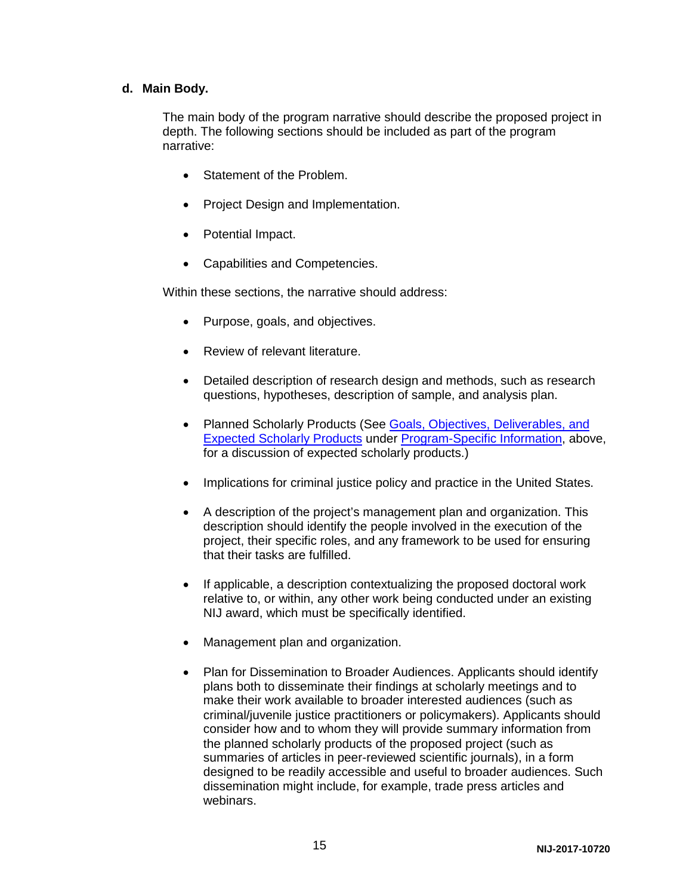**d. Main Body.**

The main body of the program narrative should describe the proposed project in depth. The following sections should be included as part of the program narrative:

- Statement of the Problem.
- Project Design and Implementation.
- Potential Impact.
- Capabilities and Competencies.

Within these sections, the narrative should address:

- Purpose, goals, and objectives.
- Review of relevant literature.
- Detailed description of research design and methods, such as research questions, hypotheses, description of sample, and analysis plan.
- Planned Scholarly Products (See Goals, Objectives, Deliverables, and Expected Scholarly Products under Program-Specific Information, above, for a discussion of expected scholarly products.)
- Implications for criminal justice policy and practice in the United States.
- A description of the project's management plan and organization. This description should identify the people involved in the execution of the project, their specific roles, and any framework to be used for ensuring that their tasks are fulfilled.
- If applicable, a description contextualizing the proposed doctoral work relative to, or within, any other work being conducted under an existing NIJ award, which must be specifically identified.
- Management plan and organization.
- Plan for Dissemination to Broader Audiences. Applicants should identify plans both to disseminate their findings at scholarly meetings and to make their work available to broader interested audiences (such as criminal/juvenile justice practitioners or policymakers). Applicants should consider how and to whom they will provide summary information from the planned scholarly products of the proposed project (such as summaries of articles in peer-reviewed scientific journals), in a form designed to be readily accessible and useful to broader audiences. Such dissemination might include, for example, trade press articles and webinars.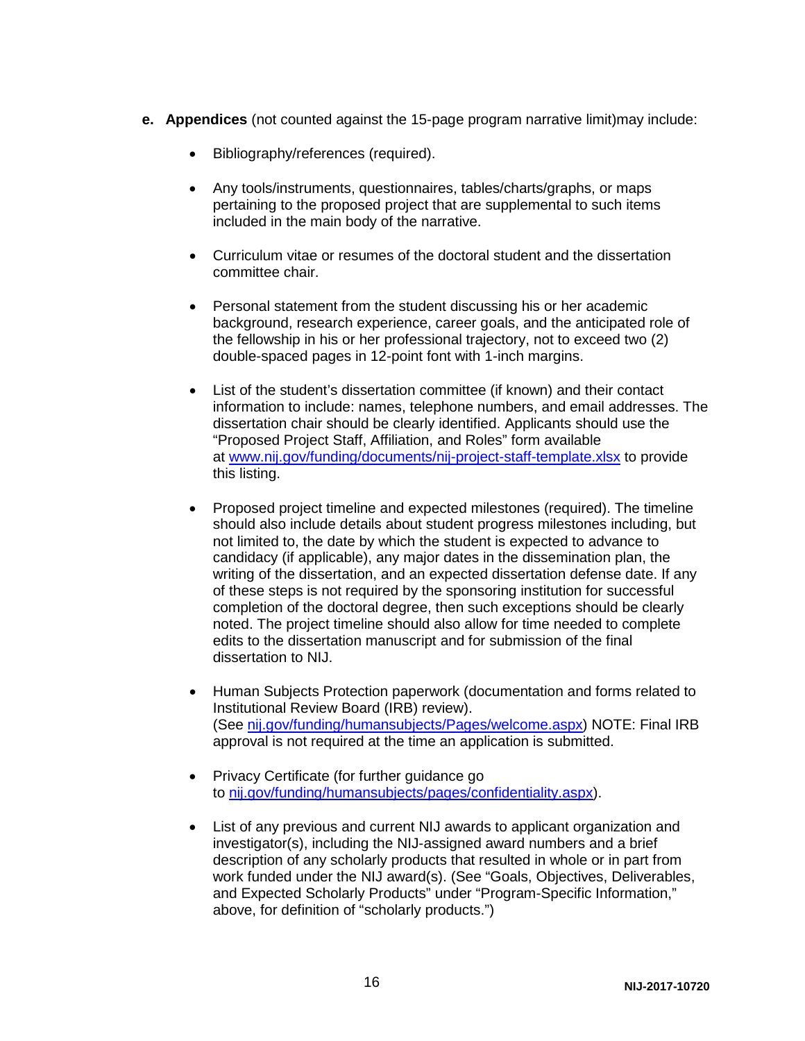**e. Appendices** (not counted against the 15-page program narrative limit)may include:

- Bibliography/references (required).
- Any tools/instruments, questionnaires, tables/charts/graphs, or maps pertaining to the proposed project that are supplemental to such items included in the main body of the narrative.
- Curriculum vitae or resumes of the doctoral student and the dissertation committee chair.
- Personal statement from the student discussing his or her academic background, research experience, career goals, and the anticipated role of the fellowship in his or her professional trajectory, not to exceed two (2) double-spaced pages in 12-point font with 1-inch margins.
- List of the student's dissertation committee (if known) and their contact information to include: names, telephone numbers, and email addresses. The dissertation chair should be clearly identified. Applicants should use the "Proposed Project Staff, Affiliation, and Roles" form available at [www.nij.gov/funding/documents/nij-project-staff-template.xlsx](www.nij.gov/funding/documents/nij-project-staff-template.xlsx) to provide this listing.
- Proposed project timeline and expected milestones (required). The timeline should also include details about student progress milestones including, but not limited to, the date by which the student is expected to advance to candidacy (if applicable), any major dates in the dissemination plan, the writing of the dissertation, and an expected dissertation defense date. If any of these steps is not required by the sponsoring institution for successful completion of the doctoral degree, then such exceptions should be clearly noted. The project timeline should also allow for time needed to complete edits to the dissertation manuscript and for submission of the final dissertation to NIJ.
- Human Subjects Protection paperwork (documentation and forms related to Institutional Review Board (IRB) review). (See [nij.gov/funding/humansubjects/Pages/welcome.aspx](nij.gov/funding/humansubjects/Pages/welcome.aspx)) NOTE: Final IRB approval is not required at the time an application is submitted.
- Privacy Certificate (for further guidance go to [nij.gov/funding/humansubjects/pages/confidentiality.aspx](nij.gov/funding/humansubjects/pages/confidentiality.aspx)).
- List of any previous and current NIJ awards to applicant organization and investigator(s), including the NIJ-assigned award numbers and a brief description of any scholarly products that resulted in whole or in part from work funded under the NIJ award(s). (See "Goals, Objectives, Deliverables, and Expected Scholarly Products" under "Program-Specific Information," above, for definition of "scholarly products.")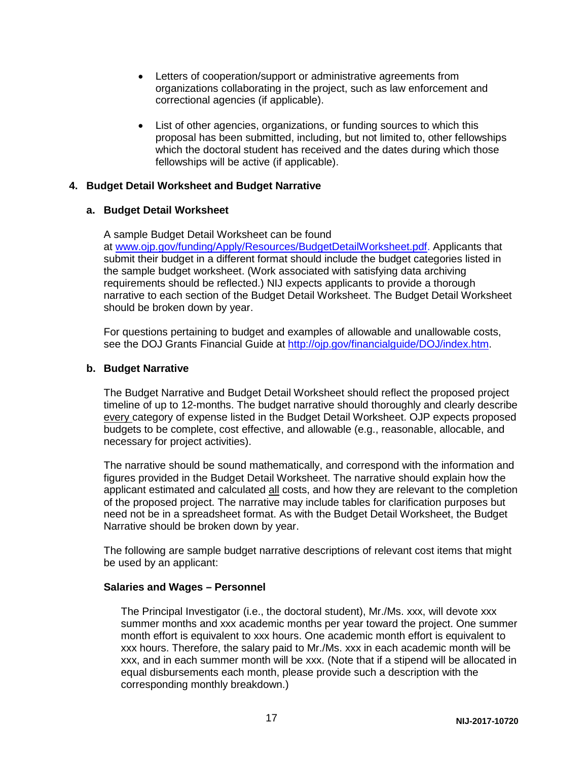- Letters of cooperation/support or administrative agreements from organizations collaborating in the project, such as law enforcement and correctional agencies (if applicable).

- List of other agencies, organizations, or funding sources to which this proposal has been submitted, including, but not limited to, other fellowships which the doctoral student has received and the dates during which those fellowships will be active (if applicable).

**4. Budget Detail Worksheet and Budget Narrative**

**a. Budget Detail Worksheet**

A sample Budget Detail Worksheet can be found at [www.ojp.gov/funding/Apply/Resources/BudgetDetailWorksheet.pdf](www.ojp.gov/funding/Apply/Resources/BudgetDetailWorksheet.pdf). Applicants that submit their budget in a different format should include the budget categories listed in the sample budget worksheet. (Work associated with satisfying data archiving requirements should be reflected.) NIJ expects applicants to provide a thorough narrative to each section of the Budget Detail Worksheet. The Budget Detail Worksheet should be broken down by year.

For questions pertaining to budget and examples of allowable and unallowable costs, see the DOJ Grants Financial Guide at [http://ojp.gov/financialguide/DOJ/index.htm](http://ojp.gov/financialguide/DOJ/index.htm).

**b. Budget Narrative**

The Budget Narrative and Budget Detail Worksheet should reflect the proposed project timeline of up to 12-months. The budget narrative should thoroughly and clearly describe <u>every</u> category of expense listed in the Budget Detail Worksheet. OJP expects proposed budgets to be complete, cost effective, and allowable (e.g., reasonable, allocable, and necessary for project activities).

The narrative should be sound mathematically, and correspond with the information and figures provided in the Budget Detail Worksheet. The narrative should explain how the applicant estimated and calculated <u>all</u> costs, and how they are relevant to the completion of the proposed project. The narrative may include tables for clarification purposes but need not be in a spreadsheet format. As with the Budget Detail Worksheet, the Budget Narrative should be broken down by year.

The following are sample budget narrative descriptions of relevant cost items that might be used by an applicant:

**Salaries and Wages – Personnel**

The Principal Investigator (i.e., the doctoral student), Mr./Ms. xxx, will devote xxx summer months and xxx academic months per year toward the project. One summer month effort is equivalent to xxx hours. One academic month effort is equivalent to xxx hours. Therefore, the salary paid to Mr./Ms. xxx in each academic month will be xxx, and in each summer month will be xxx. (Note that if a stipend will be allocated in equal disbursements each month, please provide such a description with the corresponding monthly breakdown.)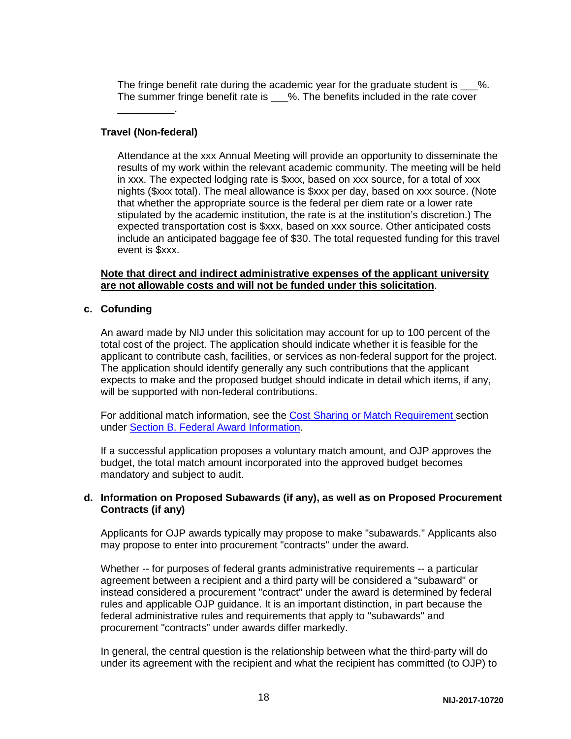The fringe benefit rate during the academic year for the graduate student is ___%. The summer fringe benefit rate is ___%. The benefits included in the rate cover __________.

**Travel (Non-federal)**

Attendance at the xxx Annual Meeting will provide an opportunity to disseminate the results of my work within the relevant academic community. The meeting will be held in xxx. The expected lodging rate is $xxx, based on xxx source, for a total of xxx nights ($xxx total). The meal allowance is $xxx per day, based on xxx source. (Note that whether the appropriate source is the federal per diem rate or a lower rate stipulated by the academic institution, the rate is at the institution's discretion.) The expected transportation cost is $xxx, based on xxx source. Other anticipated costs include an anticipated baggage fee of $30. The total requested funding for this travel event is $xxx.

**<u>Note that direct and indirect administrative expenses of the applicant university are not allowable costs and will not be funded under this solicitation</u>**.

### c. Cofunding

An award made by NIJ under this solicitation may account for up to 100 percent of the total cost of the project. The application should indicate whether it is feasible for the applicant to contribute cash, facilities, or services as non-federal support for the project. The application should identify generally any such contributions that the applicant expects to make and the proposed budget should indicate in detail which items, if any, will be supported with non-federal contributions.

For additional match information, see the Cost Sharing or Match Requirement section under Section B. Federal Award Information.

If a successful application proposes a voluntary match amount, and OJP approves the budget, the total match amount incorporated into the approved budget becomes mandatory and subject to audit.

### d. Information on Proposed Subawards (if any), as well as on Proposed Procurement Contracts (if any)

Applicants for OJP awards typically may propose to make "subawards." Applicants also may propose to enter into procurement "contracts" under the award.

Whether -- for purposes of federal grants administrative requirements -- a particular agreement between a recipient and a third party will be considered a "subaward" or instead considered a procurement "contract" under the award is determined by federal rules and applicable OJP guidance. It is an important distinction, in part because the federal administrative rules and requirements that apply to "subawards" and procurement "contracts" under awards differ markedly.

In general, the central question is the relationship between what the third-party will do under its agreement with the recipient and what the recipient has committed (to OJP) to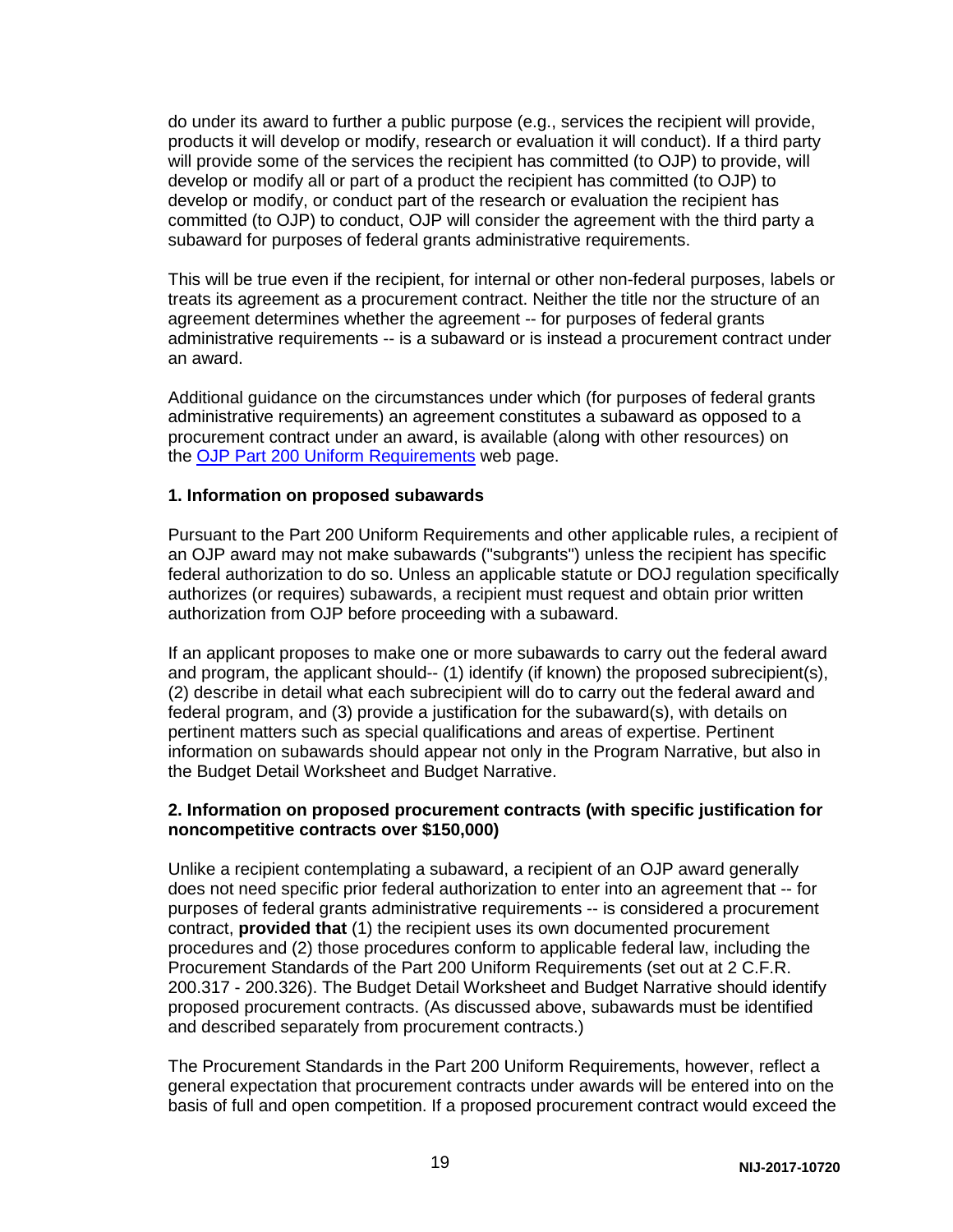do under its award to further a public purpose (e.g., services the recipient will provide, products it will develop or modify, research or evaluation it will conduct). If a third party will provide some of the services the recipient has committed (to OJP) to provide, will develop or modify all or part of a product the recipient has committed (to OJP) to develop or modify, or conduct part of the research or evaluation the recipient has committed (to OJP) to conduct, OJP will consider the agreement with the third party a subaward for purposes of federal grants administrative requirements.

This will be true even if the recipient, for internal or other non-federal purposes, labels or treats its agreement as a procurement contract. Neither the title nor the structure of an agreement determines whether the agreement -- for purposes of federal grants administrative requirements -- is a subaward or is instead a procurement contract under an award.

Additional guidance on the circumstances under which (for purposes of federal grants administrative requirements) an agreement constitutes a subaward as opposed to a procurement contract under an award, is available (along with other resources) on the [OJP Part 200 Uniform Requirements](#) web page.

**1. Information on proposed subawards**

Pursuant to the Part 200 Uniform Requirements and other applicable rules, a recipient of an OJP award may not make subawards ("subgrants") unless the recipient has specific federal authorization to do so. Unless an applicable statute or DOJ regulation specifically authorizes (or requires) subawards, a recipient must request and obtain prior written authorization from OJP before proceeding with a subaward.

If an applicant proposes to make one or more subawards to carry out the federal award and program, the applicant should-- (1) identify (if known) the proposed subrecipient(s), (2) describe in detail what each subrecipient will do to carry out the federal award and federal program, and (3) provide a justification for the subaward(s), with details on pertinent matters such as special qualifications and areas of expertise. Pertinent information on subawards should appear not only in the Program Narrative, but also in the Budget Detail Worksheet and Budget Narrative.

**2. Information on proposed procurement contracts (with specific justification for noncompetitive contracts over $150,000)**

Unlike a recipient contemplating a subaward, a recipient of an OJP award generally does not need specific prior federal authorization to enter into an agreement that -- for purposes of federal grants administrative requirements -- is considered a procurement contract, **provided that** (1) the recipient uses its own documented procurement procedures and (2) those procedures conform to applicable federal law, including the Procurement Standards of the Part 200 Uniform Requirements (set out at 2 C.F.R. 200.317 - 200.326). The Budget Detail Worksheet and Budget Narrative should identify proposed procurement contracts. (As discussed above, subawards must be identified and described separately from procurement contracts.)

The Procurement Standards in the Part 200 Uniform Requirements, however, reflect a general expectation that procurement contracts under awards will be entered into on the basis of full and open competition. If a proposed procurement contract would exceed the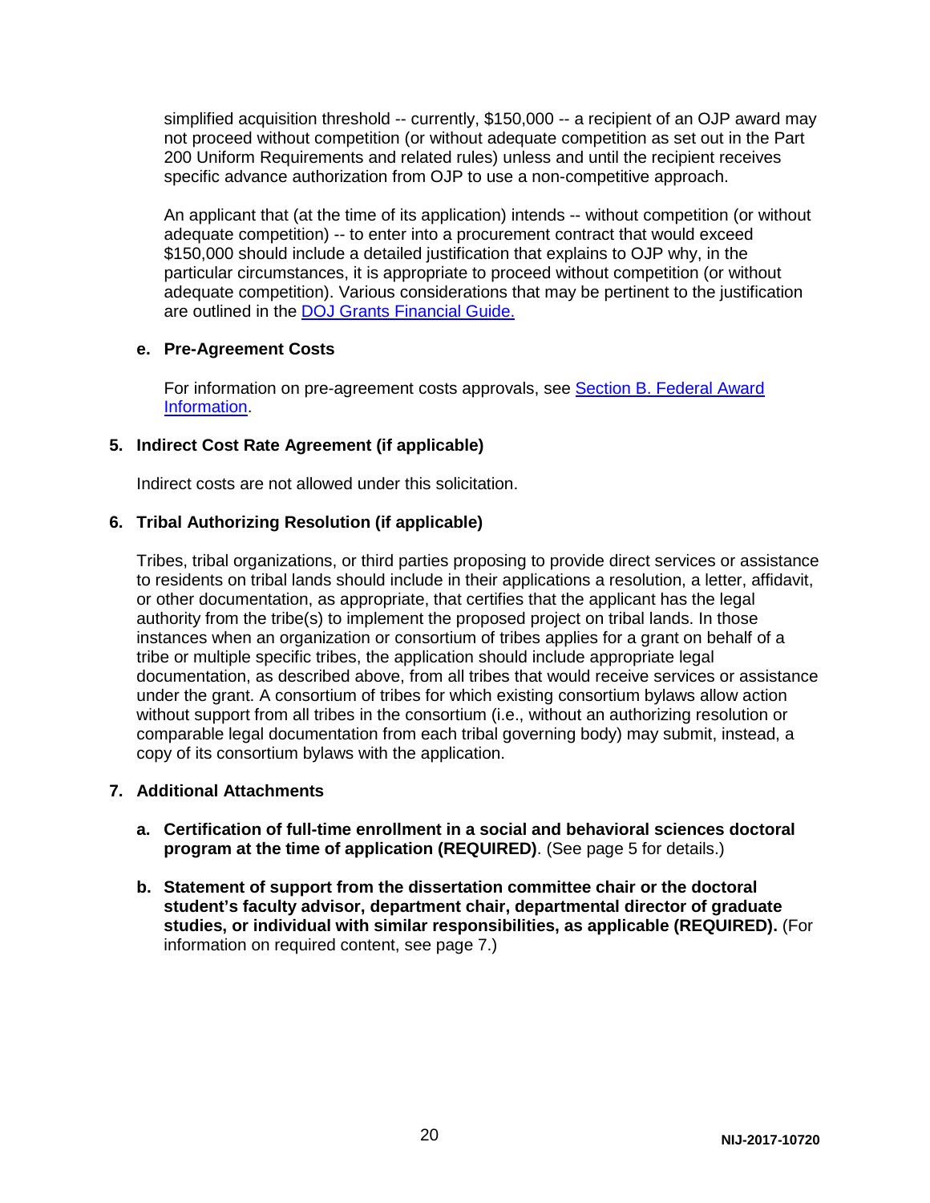simplified acquisition threshold -- currently, $150,000 -- a recipient of an OJP award may not proceed without competition (or without adequate competition as set out in the Part 200 Uniform Requirements and related rules) unless and until the recipient receives specific advance authorization from OJP to use a non-competitive approach.

An applicant that (at the time of its application) intends -- without competition (or without adequate competition) -- to enter into a procurement contract that would exceed $150,000 should include a detailed justification that explains to OJP why, in the particular circumstances, it is appropriate to proceed without competition (or without adequate competition). Various considerations that may be pertinent to the justification are outlined in the [DOJ Grants Financial Guide.](#)

**e. Pre-Agreement Costs**

For information on pre-agreement costs approvals, see [Section B. Federal Award Information](#).

**5. Indirect Cost Rate Agreement (if applicable)**

Indirect costs are not allowed under this solicitation.

**6. Tribal Authorizing Resolution (if applicable)**

Tribes, tribal organizations, or third parties proposing to provide direct services or assistance to residents on tribal lands should include in their applications a resolution, a letter, affidavit, or other documentation, as appropriate, that certifies that the applicant has the legal authority from the tribe(s) to implement the proposed project on tribal lands. In those instances when an organization or consortium of tribes applies for a grant on behalf of a tribe or multiple specific tribes, the application should include appropriate legal documentation, as described above, from all tribes that would receive services or assistance under the grant. A consortium of tribes for which existing consortium bylaws allow action without support from all tribes in the consortium (i.e., without an authorizing resolution or comparable legal documentation from each tribal governing body) may submit, instead, a copy of its consortium bylaws with the application.

**7. Additional Attachments**

**a. Certification of full-time enrollment in a social and behavioral sciences doctoral program at the time of application (REQUIRED)**. (See page 5 for details.)

**b. Statement of support from the dissertation committee chair or the doctoral student's faculty advisor, department chair, departmental director of graduate studies, or individual with similar responsibilities, as applicable (REQUIRED).** (For information on required content, see page 7.)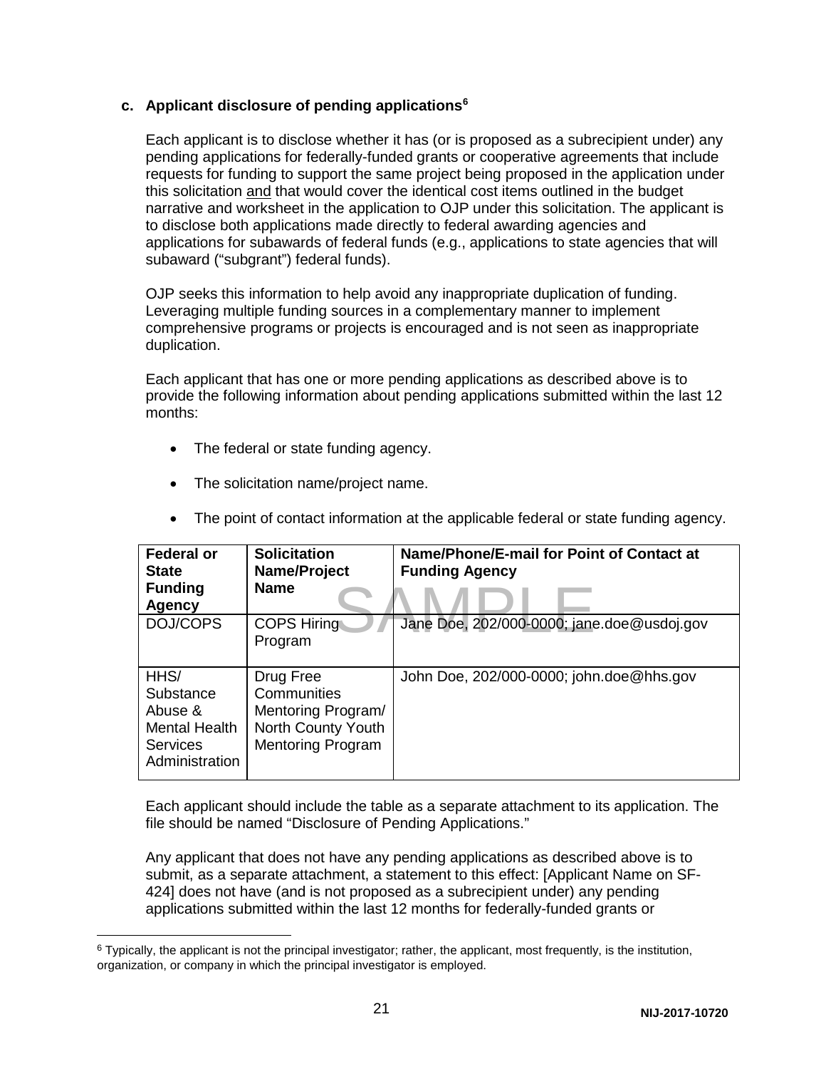### c. Applicant disclosure of pending applications[6]

Each applicant is to disclose whether it has (or is proposed as a subrecipient under) any pending applications for federally-funded grants or cooperative agreements that include requests for funding to support the same project being proposed in the application under this solicitation and that would cover the identical cost items outlined in the budget narrative and worksheet in the application to OJP under this solicitation. The applicant is to disclose both applications made directly to federal awarding agencies and applications for subawards of federal funds (e.g., applications to state agencies that will subaward ("subgrant") federal funds).

OJP seeks this information to help avoid any inappropriate duplication of funding. Leveraging multiple funding sources in a complementary manner to implement comprehensive programs or projects is encouraged and is not seen as inappropriate duplication.

Each applicant that has one or more pending applications as described above is to provide the following information about pending applications submitted within the last 12 months:

- The federal or state funding agency.
- The solicitation name/project name.
- The point of contact information at the applicable federal or state funding agency.

| Federal or State Funding Agency | Solicitation Name/Project Name | Name/Phone/E-mail for Point of Contact at Funding Agency |
|---|---|---|
| DOJ/COPS | COPS Hiring Program | Jane Doe, 202/000-0000; jane.doe@usdoj.gov |
| HHS/ Substance Abuse & Mental Health Services Administration | Drug Free Communities Mentoring Program/ North County Youth Mentoring Program | John Doe, 202/000-0000; john.doe@hhs.gov |

Each applicant should include the table as a separate attachment to its application. The file should be named "Disclosure of Pending Applications."

Any applicant that does not have any pending applications as described above is to submit, as a separate attachment, a statement to this effect: [Applicant Name on SF-424] does not have (and is not proposed as a subrecipient under) any pending applications submitted within the last 12 months for federally-funded grants or

[6] Typically, the applicant is not the principal investigator; rather, the applicant, most frequently, is the institution, organization, or company in which the principal investigator is employed.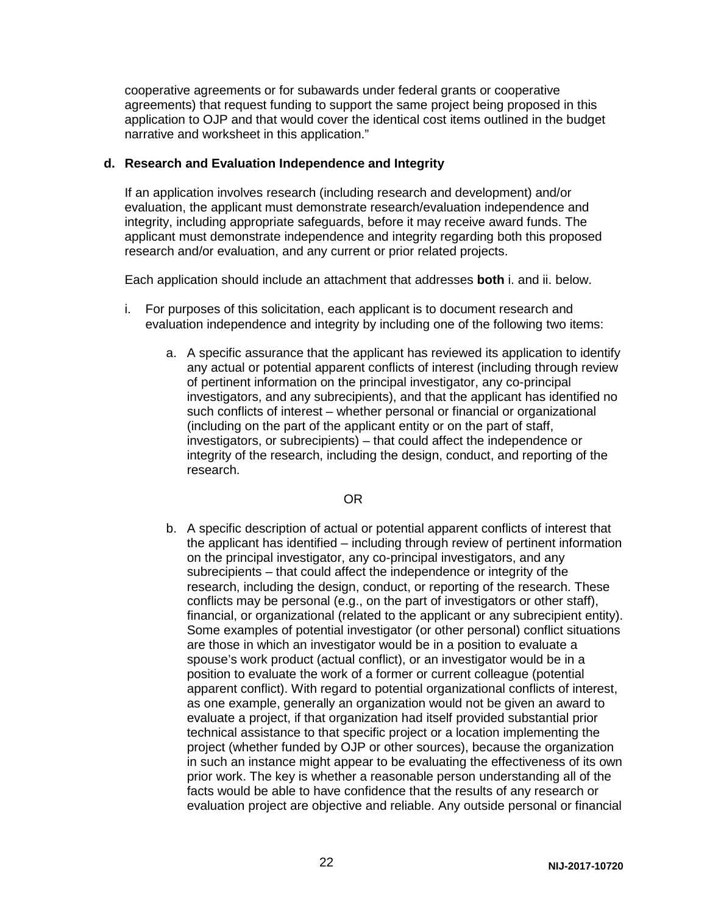cooperative agreements or for subawards under federal grants or cooperative agreements) that request funding to support the same project being proposed in this application to OJP and that would cover the identical cost items outlined in the budget narrative and worksheet in this application."

**d. Research and Evaluation Independence and Integrity**

If an application involves research (including research and development) and/or evaluation, the applicant must demonstrate research/evaluation independence and integrity, including appropriate safeguards, before it may receive award funds. The applicant must demonstrate independence and integrity regarding both this proposed research and/or evaluation, and any current or prior related projects.

Each application should include an attachment that addresses **both** i. and ii. below.

i. For purposes of this solicitation, each applicant is to document research and evaluation independence and integrity by including one of the following two items:

   a. A specific assurance that the applicant has reviewed its application to identify any actual or potential apparent conflicts of interest (including through review of pertinent information on the principal investigator, any co-principal investigators, and any subrecipients), and that the applicant has identified no such conflicts of interest – whether personal or financial or organizational (including on the part of the applicant entity or on the part of staff, investigators, or subrecipients) – that could affect the independence or integrity of the research, including the design, conduct, and reporting of the research.

   OR

   b. A specific description of actual or potential apparent conflicts of interest that the applicant has identified – including through review of pertinent information on the principal investigator, any co-principal investigators, and any subrecipients – that could affect the independence or integrity of the research, including the design, conduct, or reporting of the research. These conflicts may be personal (e.g., on the part of investigators or other staff), financial, or organizational (related to the applicant or any subrecipient entity). Some examples of potential investigator (or other personal) conflict situations are those in which an investigator would be in a position to evaluate a spouse's work product (actual conflict), or an investigator would be in a position to evaluate the work of a former or current colleague (potential apparent conflict). With regard to potential organizational conflicts of interest, as one example, generally an organization would not be given an award to evaluate a project, if that organization had itself provided substantial prior technical assistance to that specific project or a location implementing the project (whether funded by OJP or other sources), because the organization in such an instance might appear to be evaluating the effectiveness of its own prior work. The key is whether a reasonable person understanding all of the facts would be able to have confidence that the results of any research or evaluation project are objective and reliable. Any outside personal or financial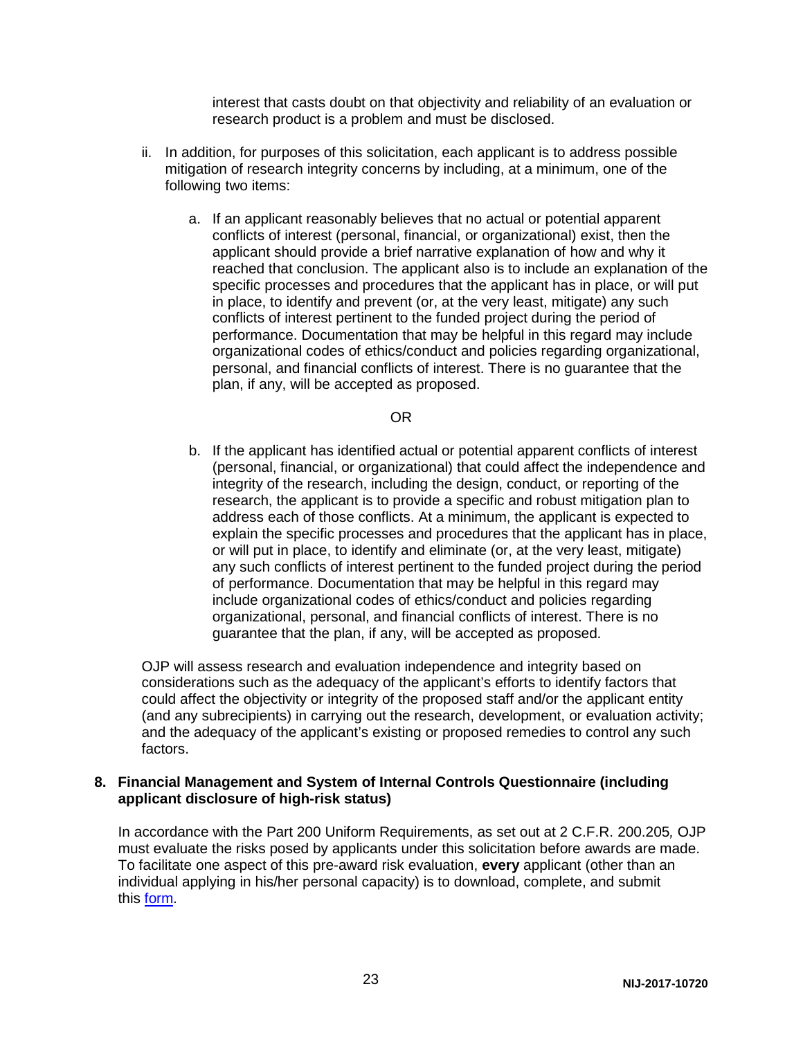interest that casts doubt on that objectivity and reliability of an evaluation or research product is a problem and must be disclosed.

ii. In addition, for purposes of this solicitation, each applicant is to address possible mitigation of research integrity concerns by including, at a minimum, one of the following two items:

   a. If an applicant reasonably believes that no actual or potential apparent conflicts of interest (personal, financial, or organizational) exist, then the applicant should provide a brief narrative explanation of how and why it reached that conclusion. The applicant also is to include an explanation of the specific processes and procedures that the applicant has in place, or will put in place, to identify and prevent (or, at the very least, mitigate) any such conflicts of interest pertinent to the funded project during the period of performance. Documentation that may be helpful in this regard may include organizational codes of ethics/conduct and policies regarding organizational, personal, and financial conflicts of interest. There is no guarantee that the plan, if any, will be accepted as proposed.

   OR

   b. If the applicant has identified actual or potential apparent conflicts of interest (personal, financial, or organizational) that could affect the independence and integrity of the research, including the design, conduct, or reporting of the research, the applicant is to provide a specific and robust mitigation plan to address each of those conflicts. At a minimum, the applicant is expected to explain the specific processes and procedures that the applicant has in place, or will put in place, to identify and eliminate (or, at the very least, mitigate) any such conflicts of interest pertinent to the funded project during the period of performance. Documentation that may be helpful in this regard may include organizational codes of ethics/conduct and policies regarding organizational, personal, and financial conflicts of interest. There is no guarantee that the plan, if any, will be accepted as proposed.

OJP will assess research and evaluation independence and integrity based on considerations such as the adequacy of the applicant's efforts to identify factors that could affect the objectivity or integrity of the proposed staff and/or the applicant entity (and any subrecipients) in carrying out the research, development, or evaluation activity; and the adequacy of the applicant's existing or proposed remedies to control any such factors.

**8. Financial Management and System of Internal Controls Questionnaire (including applicant disclosure of high-risk status)**

In accordance with the Part 200 Uniform Requirements, as set out at 2 C.F.R. 200.205, OJP must evaluate the risks posed by applicants under this solicitation before awards are made. To facilitate one aspect of this pre-award risk evaluation, **every** applicant (other than an individual applying in his/her personal capacity) is to download, complete, and submit this form.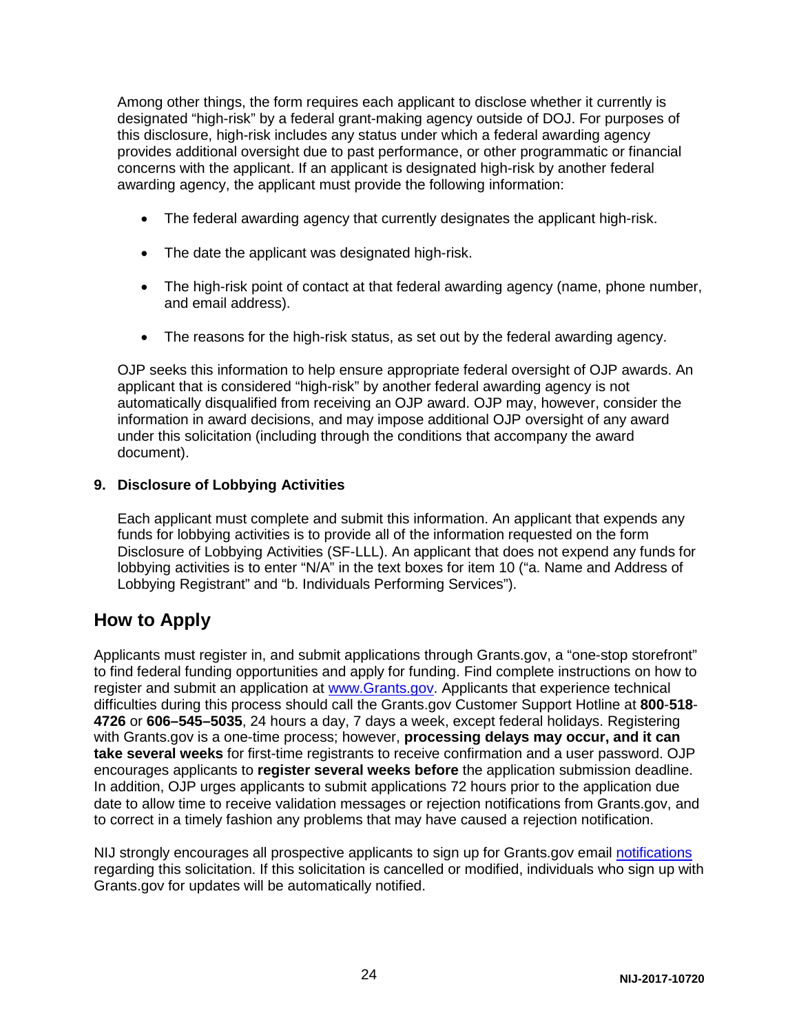Among other things, the form requires each applicant to disclose whether it currently is designated "high-risk" by a federal grant-making agency outside of DOJ. For purposes of this disclosure, high-risk includes any status under which a federal awarding agency provides additional oversight due to past performance, or other programmatic or financial concerns with the applicant. If an applicant is designated high-risk by another federal awarding agency, the applicant must provide the following information:

- The federal awarding agency that currently designates the applicant high-risk.
- The date the applicant was designated high-risk.
- The high-risk point of contact at that federal awarding agency (name, phone number, and email address).
- The reasons for the high-risk status, as set out by the federal awarding agency.

OJP seeks this information to help ensure appropriate federal oversight of OJP awards. An applicant that is considered "high-risk" by another federal awarding agency is not automatically disqualified from receiving an OJP award. OJP may, however, consider the information in award decisions, and may impose additional OJP oversight of any award under this solicitation (including through the conditions that accompany the award document).

**9. Disclosure of Lobbying Activities**

Each applicant must complete and submit this information. An applicant that expends any funds for lobbying activities is to provide all of the information requested on the form Disclosure of Lobbying Activities (SF-LLL). An applicant that does not expend any funds for lobbying activities is to enter "N/A" in the text boxes for item 10 ("a. Name and Address of Lobbying Registrant" and "b. Individuals Performing Services").

## How to Apply

Applicants must register in, and submit applications through Grants.gov, a "one-stop storefront" to find federal funding opportunities and apply for funding. Find complete instructions on how to register and submit an application at [www.Grants.gov](www.Grants.gov). Applicants that experience technical difficulties during this process should call the Grants.gov Customer Support Hotline at **800**-**518**-**4726** or **606–545–5035**, 24 hours a day, 7 days a week, except federal holidays. Registering with Grants.gov is a one-time process; however, **processing delays may occur, and it can take several weeks** for first-time registrants to receive confirmation and a user password. OJP encourages applicants to **register several weeks before** the application submission deadline. In addition, OJP urges applicants to submit applications 72 hours prior to the application due date to allow time to receive validation messages or rejection notifications from Grants.gov, and to correct in a timely fashion any problems that may have caused a rejection notification.

NIJ strongly encourages all prospective applicants to sign up for Grants.gov email notifications regarding this solicitation. If this solicitation is cancelled or modified, individuals who sign up with Grants.gov for updates will be automatically notified.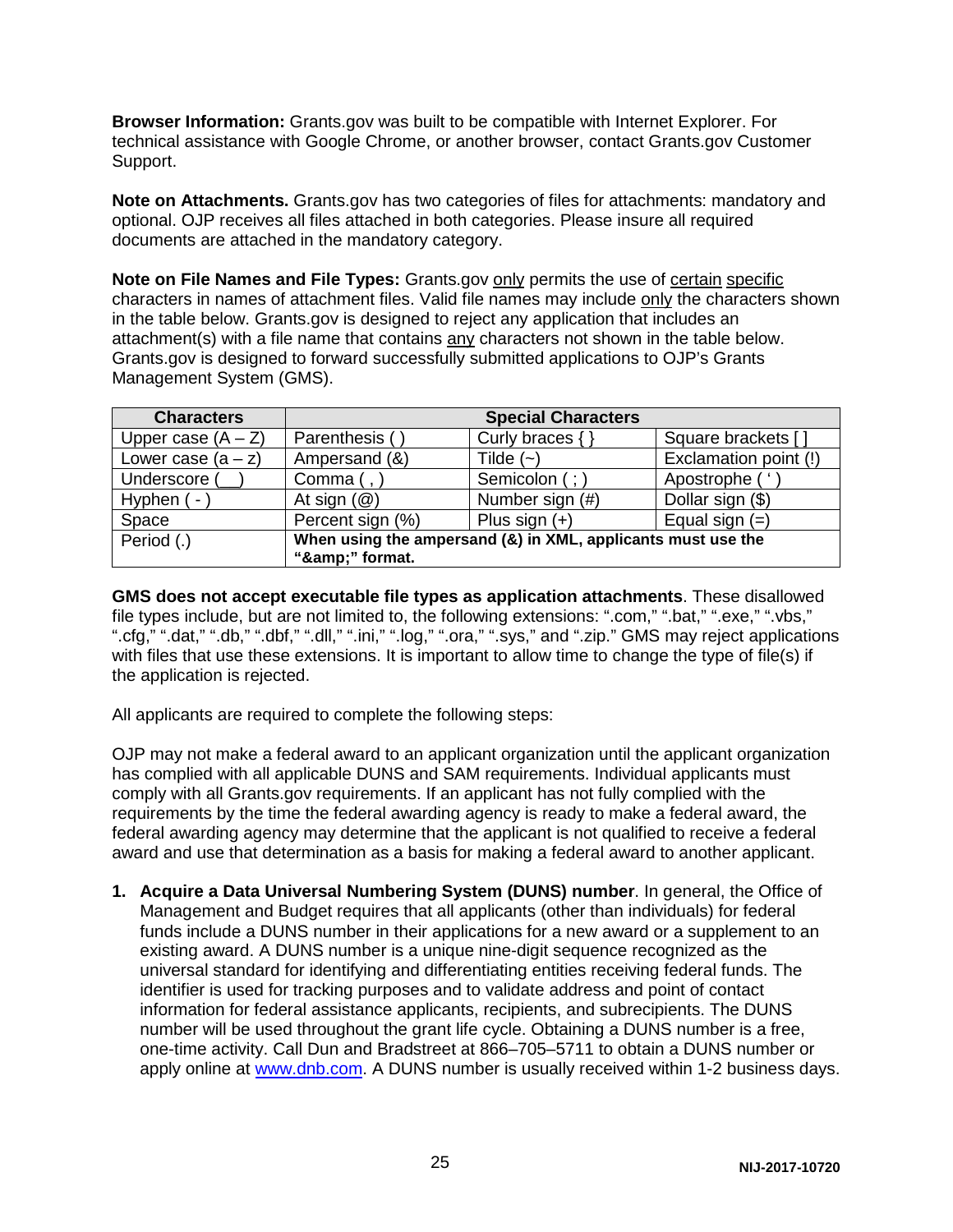**Browser Information:** Grants.gov was built to be compatible with Internet Explorer. For technical assistance with Google Chrome, or another browser, contact Grants.gov Customer Support.

**Note on Attachments.** Grants.gov has two categories of files for attachments: mandatory and optional. OJP receives all files attached in both categories. Please insure all required documents are attached in the mandatory category.

**Note on File Names and File Types:** Grants.gov only permits the use of certain specific characters in names of attachment files. Valid file names may include only the characters shown in the table below. Grants.gov is designed to reject any application that includes an attachment(s) with a file name that contains any characters not shown in the table below. Grants.gov is designed to forward successfully submitted applications to OJP's Grants Management System (GMS).

| Characters | Special Characters | | |
|---|---|---|---|
| Upper case (A – Z) | Parenthesis ( ) | Curly braces { } | Square brackets [ ] |
| Lower case (a – z) | Ampersand (&) | Tilde (~) | Exclamation point (!) |
| Underscore (__) | Comma ( , ) | Semicolon ( ; ) | Apostrophe ( ' ) |
| Hyphen ( - ) | At sign (@) | Number sign (#) | Dollar sign ($) |
| Space | Percent sign (%) | Plus sign (+) | Equal sign (=) |
| Period (.) | **When using the ampersand (&) in XML, applicants must use the "&amp;amp;" format.** | | |

**GMS does not accept executable file types as application attachments**. These disallowed file types include, but are not limited to, the following extensions: ".com," ".bat," ".exe," ".vbs," ".cfg," ".dat," ".db," ".dbf," ".dll," ".ini," ".log," ".ora," ".sys," and ".zip." GMS may reject applications with files that use these extensions. It is important to allow time to change the type of file(s) if the application is rejected.

All applicants are required to complete the following steps:

OJP may not make a federal award to an applicant organization until the applicant organization has complied with all applicable DUNS and SAM requirements. Individual applicants must comply with all Grants.gov requirements. If an applicant has not fully complied with the requirements by the time the federal awarding agency is ready to make a federal award, the federal awarding agency may determine that the applicant is not qualified to receive a federal award and use that determination as a basis for making a federal award to another applicant.

1. **Acquire a Data Universal Numbering System (DUNS) number**. In general, the Office of Management and Budget requires that all applicants (other than individuals) for federal funds include a DUNS number in their applications for a new award or a supplement to an existing award. A DUNS number is a unique nine-digit sequence recognized as the universal standard for identifying and differentiating entities receiving federal funds. The identifier is used for tracking purposes and to validate address and point of contact information for federal assistance applicants, recipients, and subrecipients. The DUNS number will be used throughout the grant life cycle. Obtaining a DUNS number is a free, one-time activity. Call Dun and Bradstreet at 866–705–5711 to obtain a DUNS number or apply online at www.dnb.com. A DUNS number is usually received within 1-2 business days.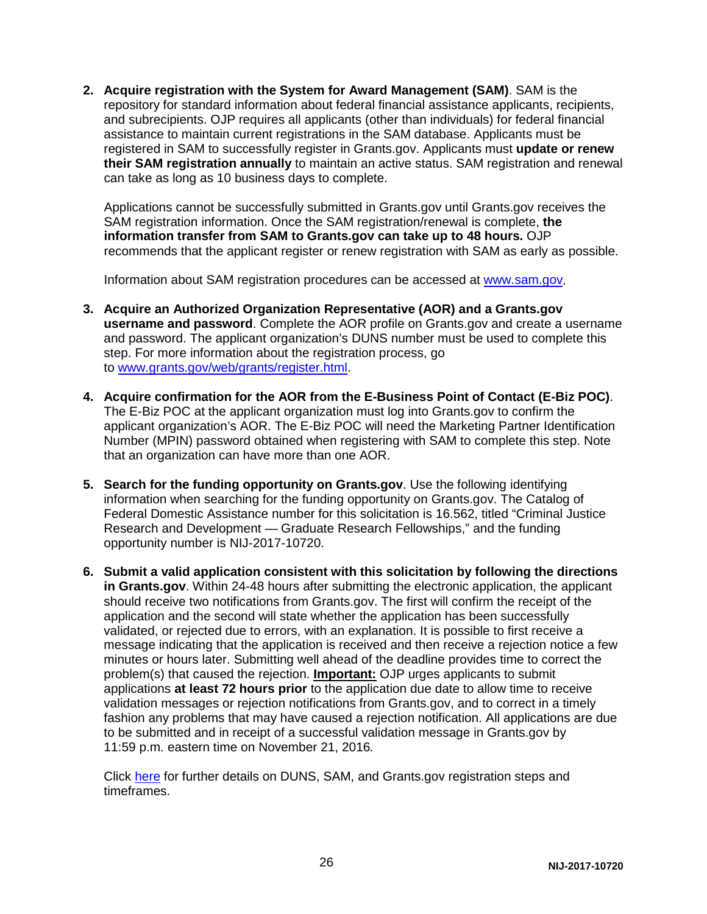2. **Acquire registration with the System for Award Management (SAM)**. SAM is the repository for standard information about federal financial assistance applicants, recipients, and subrecipients. OJP requires all applicants (other than individuals) for federal financial assistance to maintain current registrations in the SAM database. Applicants must be registered in SAM to successfully register in Grants.gov. Applicants must **update or renew their SAM registration annually** to maintain an active status. SAM registration and renewal can take as long as 10 business days to complete.

   Applications cannot be successfully submitted in Grants.gov until Grants.gov receives the SAM registration information. Once the SAM registration/renewal is complete, **the information transfer from SAM to Grants.gov can take up to 48 hours.** OJP recommends that the applicant register or renew registration with SAM as early as possible.

   Information about SAM registration procedures can be accessed at [www.sam.gov](www.sam.gov).

3. **Acquire an Authorized Organization Representative (AOR) and a Grants.gov username and password**. Complete the AOR profile on Grants.gov and create a username and password. The applicant organization's DUNS number must be used to complete this step. For more information about the registration process, go to [www.grants.gov/web/grants/register.html](www.grants.gov/web/grants/register.html).

4. **Acquire confirmation for the AOR from the E-Business Point of Contact (E-Biz POC)**. The E-Biz POC at the applicant organization must log into Grants.gov to confirm the applicant organization's AOR. The E-Biz POC will need the Marketing Partner Identification Number (MPIN) password obtained when registering with SAM to complete this step. Note that an organization can have more than one AOR.

5. **Search for the funding opportunity on Grants.gov**. Use the following identifying information when searching for the funding opportunity on Grants.gov. The Catalog of Federal Domestic Assistance number for this solicitation is 16.562, titled "Criminal Justice Research and Development — Graduate Research Fellowships," and the funding opportunity number is NIJ-2017-10720.

6. **Submit a valid application consistent with this solicitation by following the directions in Grants.gov**. Within 24-48 hours after submitting the electronic application, the applicant should receive two notifications from Grants.gov. The first will confirm the receipt of the application and the second will state whether the application has been successfully validated, or rejected due to errors, with an explanation. It is possible to first receive a message indicating that the application is received and then receive a rejection notice a few minutes or hours later. Submitting well ahead of the deadline provides time to correct the problem(s) that caused the rejection. **Important:** OJP urges applicants to submit applications **at least 72 hours prior** to the application due date to allow time to receive validation messages or rejection notifications from Grants.gov, and to correct in a timely fashion any problems that may have caused a rejection notification. All applications are due to be submitted and in receipt of a successful validation message in Grants.gov by 11:59 p.m. eastern time on November 21, 2016*.*

   Click here for further details on DUNS, SAM, and Grants.gov registration steps and timeframes.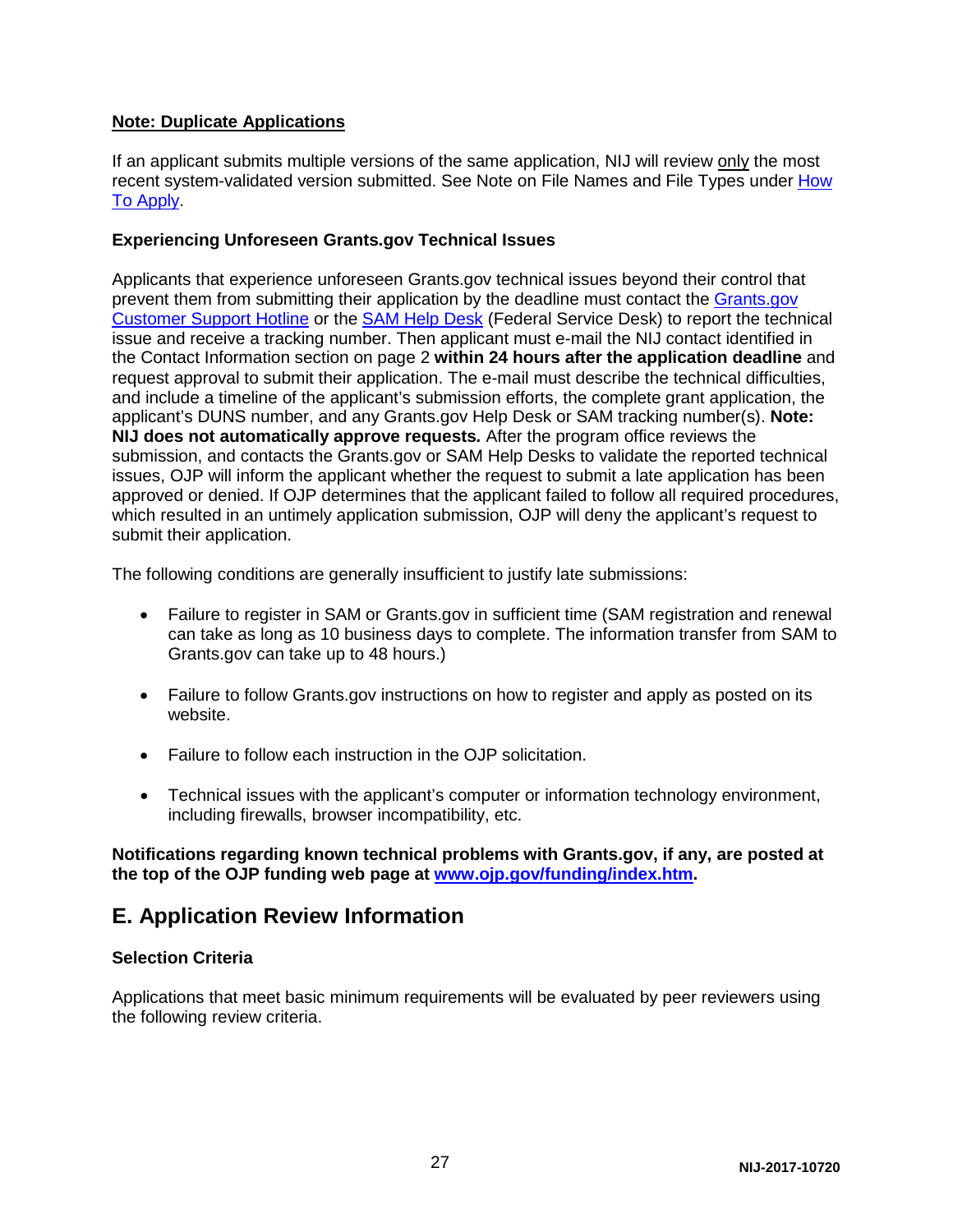**Note: Duplicate Applications**

If an applicant submits multiple versions of the same application, NIJ will review only the most recent system-validated version submitted. See Note on File Names and File Types under How To Apply.

**Experiencing Unforeseen Grants.gov Technical Issues**

Applicants that experience unforeseen Grants.gov technical issues beyond their control that prevent them from submitting their application by the deadline must contact the Grants.gov Customer Support Hotline or the SAM Help Desk (Federal Service Desk) to report the technical issue and receive a tracking number. Then applicant must e-mail the NIJ contact identified in the Contact Information section on page 2 **within 24 hours after the application deadline** and request approval to submit their application. The e-mail must describe the technical difficulties, and include a timeline of the applicant's submission efforts, the complete grant application, the applicant's DUNS number, and any Grants.gov Help Desk or SAM tracking number(s). **Note: NIJ does not automatically approve requests.** After the program office reviews the submission, and contacts the Grants.gov or SAM Help Desks to validate the reported technical issues, OJP will inform the applicant whether the request to submit a late application has been approved or denied. If OJP determines that the applicant failed to follow all required procedures, which resulted in an untimely application submission, OJP will deny the applicant's request to submit their application.

The following conditions are generally insufficient to justify late submissions:

- Failure to register in SAM or Grants.gov in sufficient time (SAM registration and renewal can take as long as 10 business days to complete. The information transfer from SAM to Grants.gov can take up to 48 hours.)
- Failure to follow Grants.gov instructions on how to register and apply as posted on its website.
- Failure to follow each instruction in the OJP solicitation.
- Technical issues with the applicant's computer or information technology environment, including firewalls, browser incompatibility, etc.

**Notifications regarding known technical problems with Grants.gov, if any, are posted at the top of the OJP funding web page at www.ojp.gov/funding/index.htm.**

## E. Application Review Information

**Selection Criteria**

Applications that meet basic minimum requirements will be evaluated by peer reviewers using the following review criteria.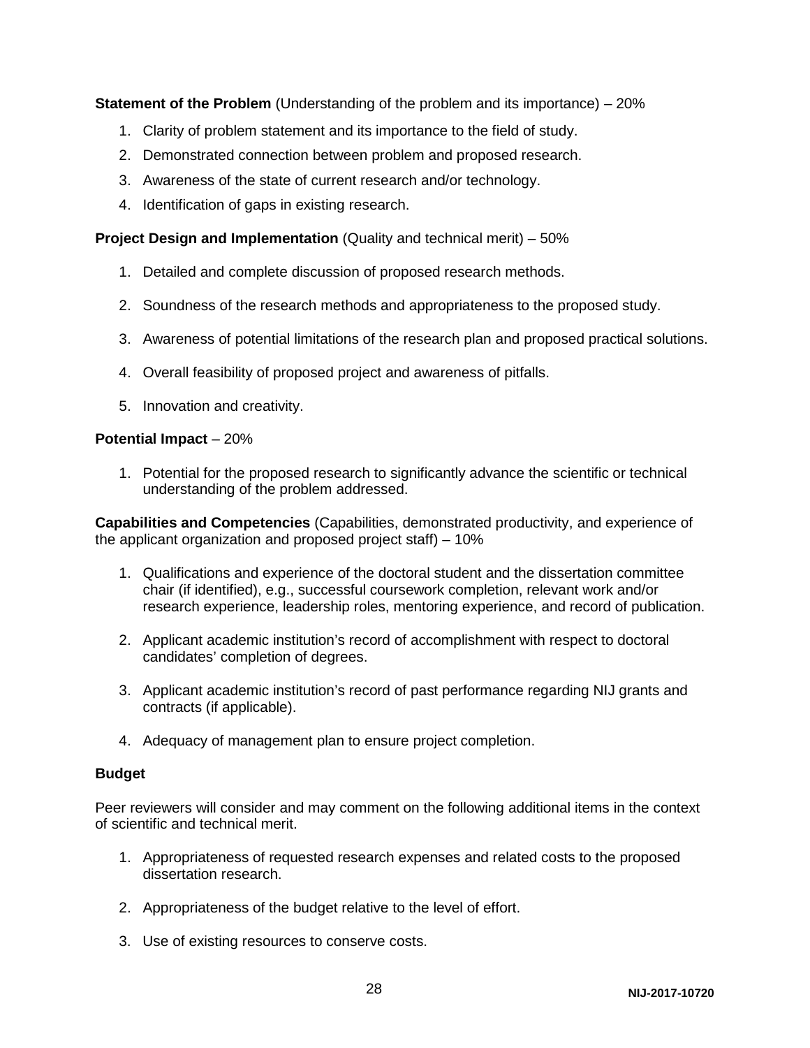**Statement of the Problem** (Understanding of the problem and its importance) – 20%

1. Clarity of problem statement and its importance to the field of study.
2. Demonstrated connection between problem and proposed research.
3. Awareness of the state of current research and/or technology.
4. Identification of gaps in existing research.

**Project Design and Implementation** (Quality and technical merit) – 50%

1. Detailed and complete discussion of proposed research methods.
2. Soundness of the research methods and appropriateness to the proposed study.
3. Awareness of potential limitations of the research plan and proposed practical solutions.
4. Overall feasibility of proposed project and awareness of pitfalls.
5. Innovation and creativity.

**Potential Impact** – 20%

1. Potential for the proposed research to significantly advance the scientific or technical understanding of the problem addressed.

**Capabilities and Competencies** (Capabilities, demonstrated productivity, and experience of the applicant organization and proposed project staff) – 10%

1. Qualifications and experience of the doctoral student and the dissertation committee chair (if identified), e.g., successful coursework completion, relevant work and/or research experience, leadership roles, mentoring experience, and record of publication.
2. Applicant academic institution's record of accomplishment with respect to doctoral candidates' completion of degrees.
3. Applicant academic institution's record of past performance regarding NIJ grants and contracts (if applicable).
4. Adequacy of management plan to ensure project completion.

**Budget**

Peer reviewers will consider and may comment on the following additional items in the context of scientific and technical merit.

1. Appropriateness of requested research expenses and related costs to the proposed dissertation research.
2. Appropriateness of the budget relative to the level of effort.
3. Use of existing resources to conserve costs.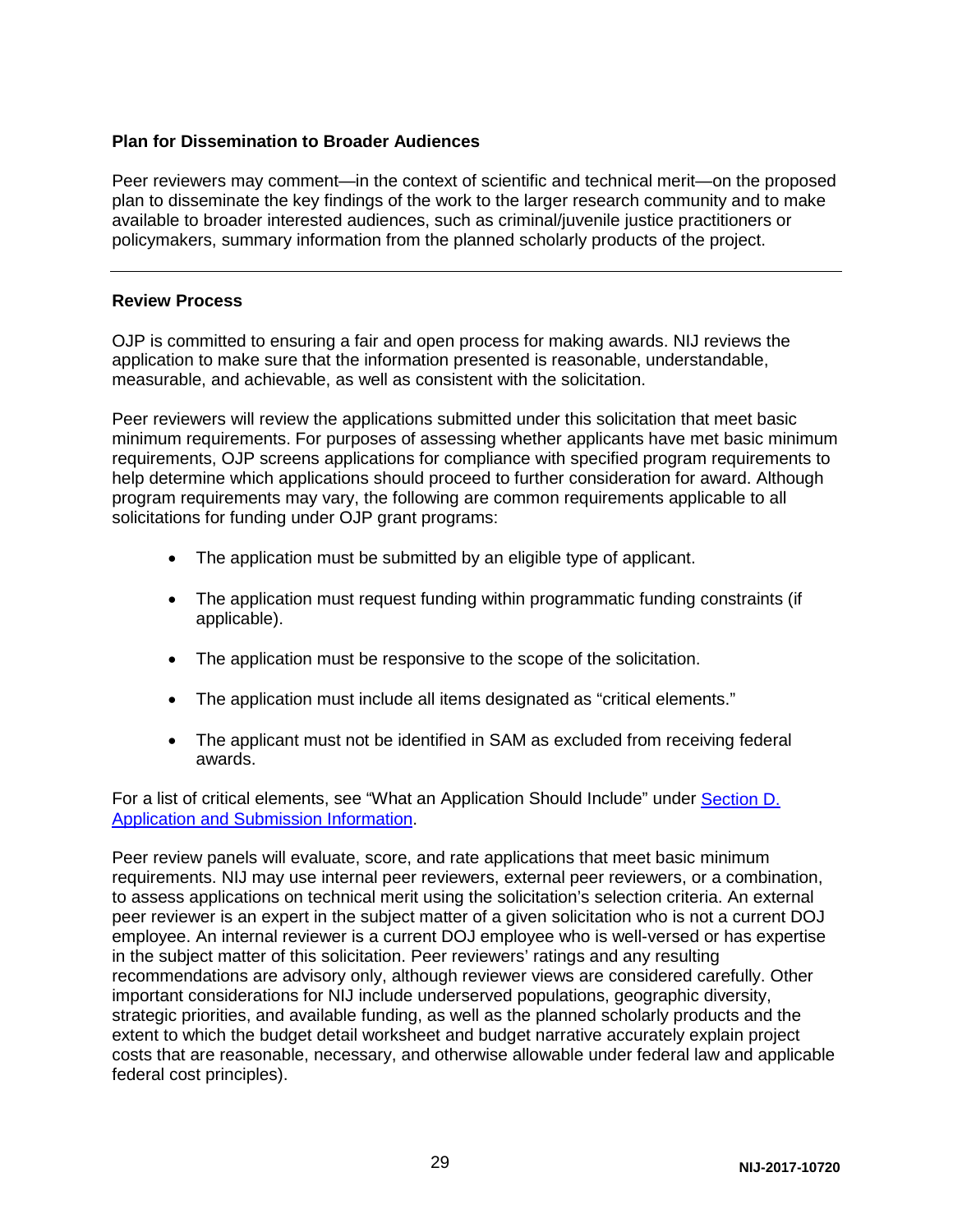### Plan for Dissemination to Broader Audiences

Peer reviewers may comment—in the context of scientific and technical merit—on the proposed plan to disseminate the key findings of the work to the larger research community and to make available to broader interested audiences, such as criminal/juvenile justice practitioners or policymakers, summary information from the planned scholarly products of the project.

---

### Review Process

OJP is committed to ensuring a fair and open process for making awards. NIJ reviews the application to make sure that the information presented is reasonable, understandable, measurable, and achievable, as well as consistent with the solicitation.

Peer reviewers will review the applications submitted under this solicitation that meet basic minimum requirements. For purposes of assessing whether applicants have met basic minimum requirements, OJP screens applications for compliance with specified program requirements to help determine which applications should proceed to further consideration for award. Although program requirements may vary, the following are common requirements applicable to all solicitations for funding under OJP grant programs:

- The application must be submitted by an eligible type of applicant.
- The application must request funding within programmatic funding constraints (if applicable).
- The application must be responsive to the scope of the solicitation.
- The application must include all items designated as "critical elements."
- The applicant must not be identified in SAM as excluded from receiving federal awards.

For a list of critical elements, see "What an Application Should Include" under [Section D. Application and Submission Information](#).

Peer review panels will evaluate, score, and rate applications that meet basic minimum requirements. NIJ may use internal peer reviewers, external peer reviewers, or a combination, to assess applications on technical merit using the solicitation's selection criteria. An external peer reviewer is an expert in the subject matter of a given solicitation who is not a current DOJ employee. An internal reviewer is a current DOJ employee who is well-versed or has expertise in the subject matter of this solicitation. Peer reviewers' ratings and any resulting recommendations are advisory only, although reviewer views are considered carefully. Other important considerations for NIJ include underserved populations, geographic diversity, strategic priorities, and available funding, as well as the planned scholarly products and the extent to which the budget detail worksheet and budget narrative accurately explain project costs that are reasonable, necessary, and otherwise allowable under federal law and applicable federal cost principles).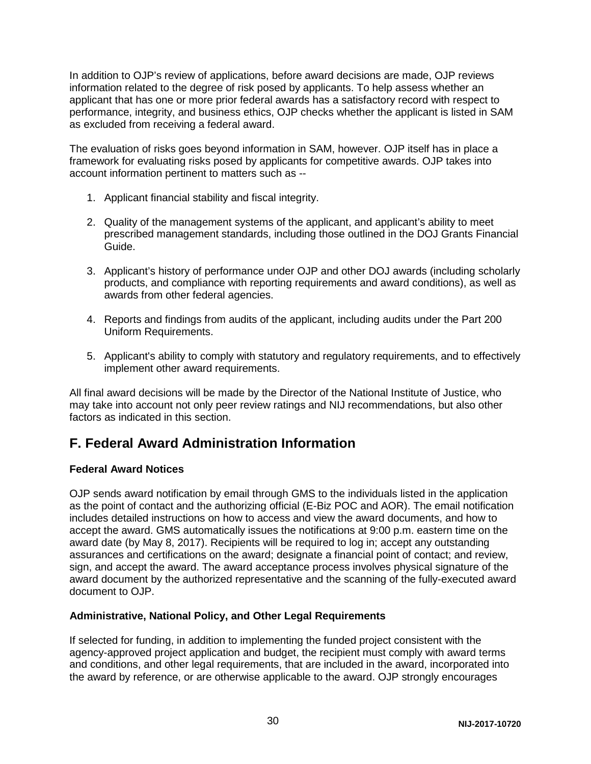In addition to OJP's review of applications, before award decisions are made, OJP reviews information related to the degree of risk posed by applicants. To help assess whether an applicant that has one or more prior federal awards has a satisfactory record with respect to performance, integrity, and business ethics, OJP checks whether the applicant is listed in SAM as excluded from receiving a federal award.

The evaluation of risks goes beyond information in SAM, however. OJP itself has in place a framework for evaluating risks posed by applicants for competitive awards. OJP takes into account information pertinent to matters such as --

1. Applicant financial stability and fiscal integrity.

2. Quality of the management systems of the applicant, and applicant's ability to meet prescribed management standards, including those outlined in the DOJ Grants Financial Guide.

3. Applicant's history of performance under OJP and other DOJ awards (including scholarly products, and compliance with reporting requirements and award conditions), as well as awards from other federal agencies.

4. Reports and findings from audits of the applicant, including audits under the Part 200 Uniform Requirements.

5. Applicant's ability to comply with statutory and regulatory requirements, and to effectively implement other award requirements.

All final award decisions will be made by the Director of the National Institute of Justice, who may take into account not only peer review ratings and NIJ recommendations, but also other factors as indicated in this section.

## F. Federal Award Administration Information

### Federal Award Notices

OJP sends award notification by email through GMS to the individuals listed in the application as the point of contact and the authorizing official (E-Biz POC and AOR). The email notification includes detailed instructions on how to access and view the award documents, and how to accept the award. GMS automatically issues the notifications at 9:00 p.m. eastern time on the award date (by May 8, 2017). Recipients will be required to log in; accept any outstanding assurances and certifications on the award; designate a financial point of contact; and review, sign, and accept the award. The award acceptance process involves physical signature of the award document by the authorized representative and the scanning of the fully-executed award document to OJP.

### Administrative, National Policy, and Other Legal Requirements

If selected for funding, in addition to implementing the funded project consistent with the agency-approved project application and budget, the recipient must comply with award terms and conditions, and other legal requirements, that are included in the award, incorporated into the award by reference, or are otherwise applicable to the award. OJP strongly encourages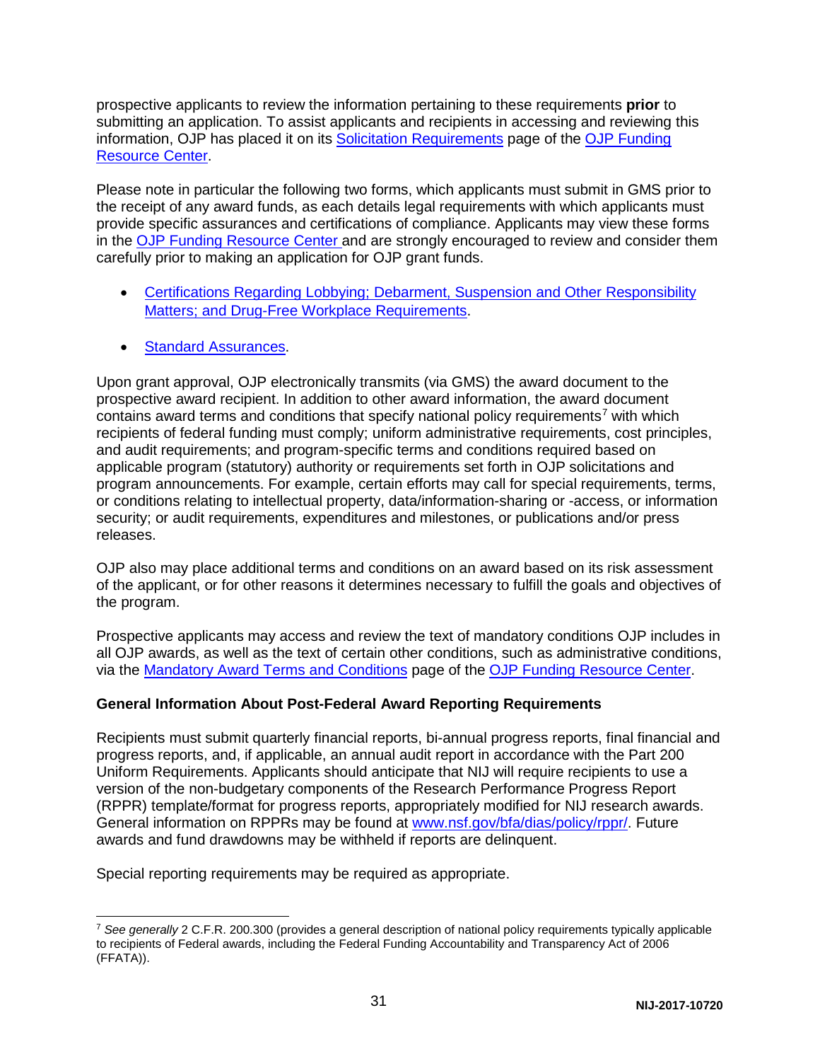prospective applicants to review the information pertaining to these requirements **prior** to submitting an application. To assist applicants and recipients in accessing and reviewing this information, OJP has placed it on its Solicitation Requirements page of the OJP Funding Resource Center.

Please note in particular the following two forms, which applicants must submit in GMS prior to the receipt of any award funds, as each details legal requirements with which applicants must provide specific assurances and certifications of compliance. Applicants may view these forms in the OJP Funding Resource Center and are strongly encouraged to review and consider them carefully prior to making an application for OJP grant funds.

- Certifications Regarding Lobbying; Debarment, Suspension and Other Responsibility Matters; and Drug-Free Workplace Requirements.
- Standard Assurances.

Upon grant approval, OJP electronically transmits (via GMS) the award document to the prospective award recipient. In addition to other award information, the award document contains award terms and conditions that specify national policy requirements[7] with which recipients of federal funding must comply; uniform administrative requirements, cost principles, and audit requirements; and program-specific terms and conditions required based on applicable program (statutory) authority or requirements set forth in OJP solicitations and program announcements. For example, certain efforts may call for special requirements, terms, or conditions relating to intellectual property, data/information-sharing or -access, or information security; or audit requirements, expenditures and milestones, or publications and/or press releases.

OJP also may place additional terms and conditions on an award based on its risk assessment of the applicant, or for other reasons it determines necessary to fulfill the goals and objectives of the program.

Prospective applicants may access and review the text of mandatory conditions OJP includes in all OJP awards, as well as the text of certain other conditions, such as administrative conditions, via the Mandatory Award Terms and Conditions page of the OJP Funding Resource Center.

**General Information About Post-Federal Award Reporting Requirements**

Recipients must submit quarterly financial reports, bi-annual progress reports, final financial and progress reports, and, if applicable, an annual audit report in accordance with the Part 200 Uniform Requirements. Applicants should anticipate that NIJ will require recipients to use a version of the non-budgetary components of the Research Performance Progress Report (RPPR) template/format for progress reports, appropriately modified for NIJ research awards. General information on RPPRs may be found at www.nsf.gov/bfa/dias/policy/rppr/. Future awards and fund drawdowns may be withheld if reports are delinquent.

Special reporting requirements may be required as appropriate.

---

[7] *See generally* 2 C.F.R. 200.300 (provides a general description of national policy requirements typically applicable to recipients of Federal awards, including the Federal Funding Accountability and Transparency Act of 2006 (FFATA)).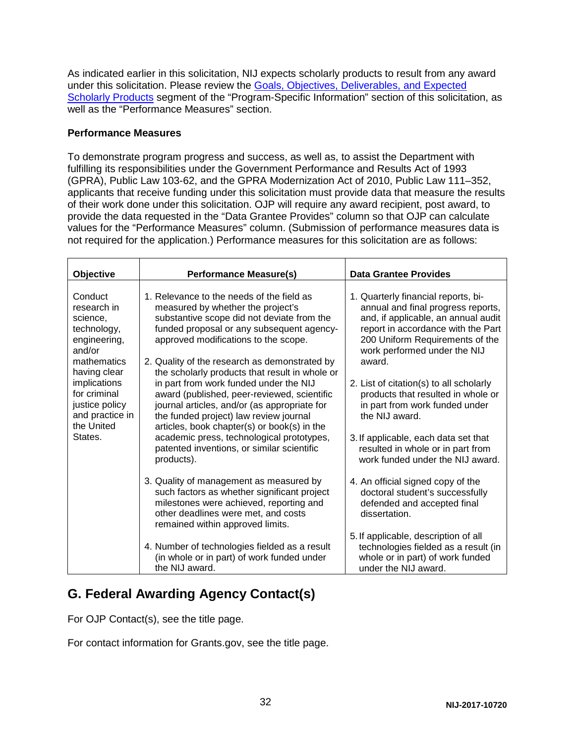As indicated earlier in this solicitation, NIJ expects scholarly products to result from any award under this solicitation. Please review the Goals, Objectives, Deliverables, and Expected Scholarly Products segment of the "Program-Specific Information" section of this solicitation, as well as the "Performance Measures" section.

**Performance Measures**

To demonstrate program progress and success, as well as, to assist the Department with fulfilling its responsibilities under the Government Performance and Results Act of 1993 (GPRA), Public Law 103-62, and the GPRA Modernization Act of 2010, Public Law 111–352, applicants that receive funding under this solicitation must provide data that measure the results of their work done under this solicitation. OJP will require any award recipient, post award, to provide the data requested in the "Data Grantee Provides" column so that OJP can calculate values for the "Performance Measures" column. (Submission of performance measures data is not required for the application.) Performance measures for this solicitation are as follows:

| Objective | Performance Measure(s) | Data Grantee Provides |
|---|---|---|
| Conduct research in science, technology, engineering, and/or mathematics having clear implications for criminal justice policy and practice in the United States. | 1. Relevance to the needs of the field as measured by whether the project's substantive scope did not deviate from the funded proposal or any subsequent agency-approved modifications to the scope.<br><br>2. Quality of the research as demonstrated by the scholarly products that result in whole or in part from work funded under the NIJ award (published, peer-reviewed, scientific journal articles, and/or (as appropriate for the funded project) law review journal articles, book chapter(s) or book(s) in the academic press, technological prototypes, patented inventions, or similar scientific products).<br><br>3. Quality of management as measured by such factors as whether significant project milestones were achieved, reporting and other deadlines were met, and costs remained within approved limits.<br><br>4. Number of technologies fielded as a result (in whole or in part) of work funded under the NIJ award. | 1. Quarterly financial reports, bi-annual and final progress reports, and, if applicable, an annual audit report in accordance with the Part 200 Uniform Requirements of the work performed under the NIJ award.<br><br>2. List of citation(s) to all scholarly products that resulted in whole or in part from work funded under the NIJ award.<br><br>3. If applicable, each data set that resulted in whole or in part from work funded under the NIJ award.<br><br>4. An official signed copy of the doctoral student's successfully defended and accepted final dissertation.<br><br>5. If applicable, description of all technologies fielded as a result (in whole or in part) of work funded under the NIJ award. |

## G. Federal Awarding Agency Contact(s)

For OJP Contact(s), see the title page.

For contact information for Grants.gov, see the title page.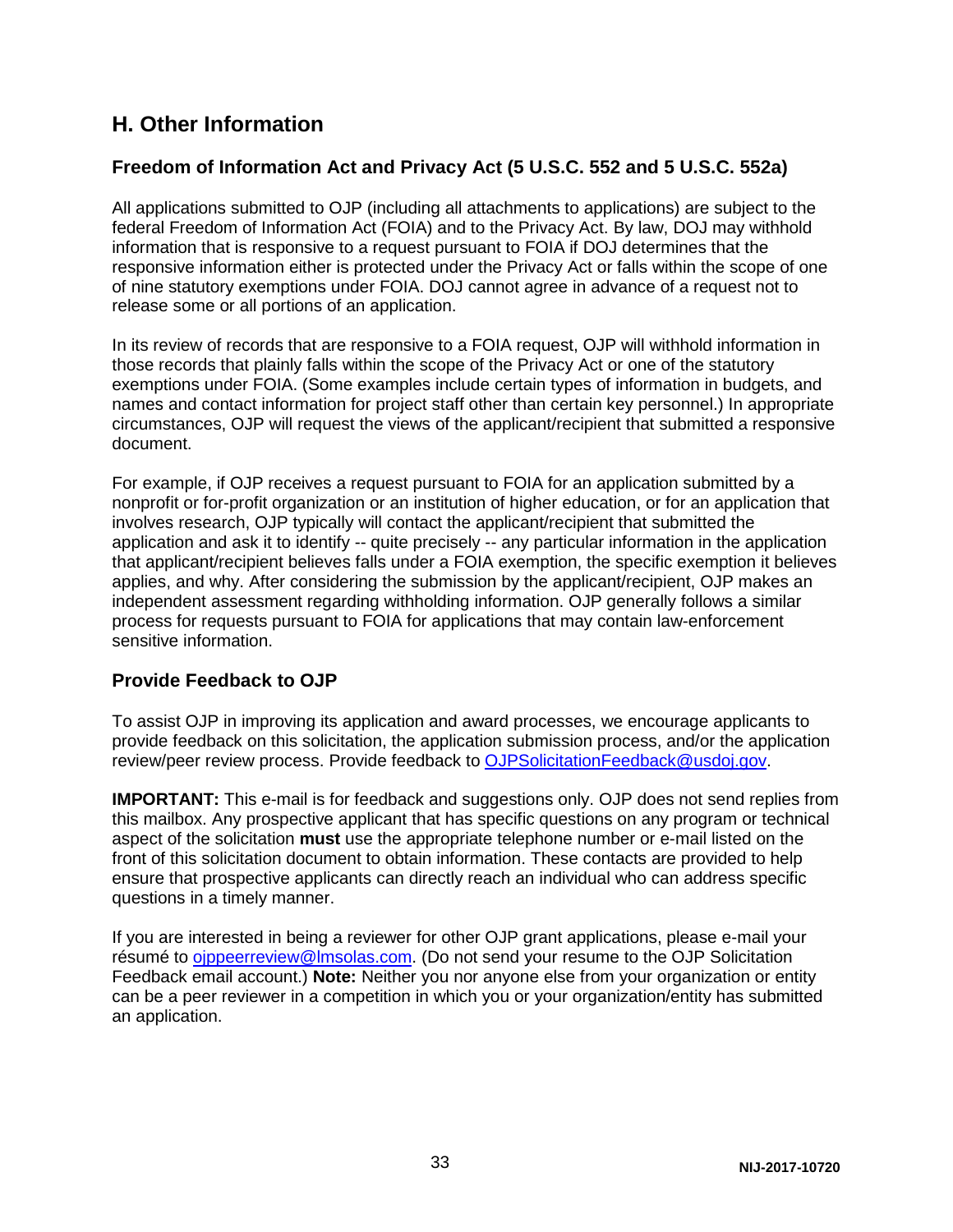## H. Other Information

### Freedom of Information Act and Privacy Act (5 U.S.C. 552 and 5 U.S.C. 552a)

All applications submitted to OJP (including all attachments to applications) are subject to the federal Freedom of Information Act (FOIA) and to the Privacy Act. By law, DOJ may withhold information that is responsive to a request pursuant to FOIA if DOJ determines that the responsive information either is protected under the Privacy Act or falls within the scope of one of nine statutory exemptions under FOIA. DOJ cannot agree in advance of a request not to release some or all portions of an application.

In its review of records that are responsive to a FOIA request, OJP will withhold information in those records that plainly falls within the scope of the Privacy Act or one of the statutory exemptions under FOIA. (Some examples include certain types of information in budgets, and names and contact information for project staff other than certain key personnel.) In appropriate circumstances, OJP will request the views of the applicant/recipient that submitted a responsive document.

For example, if OJP receives a request pursuant to FOIA for an application submitted by a nonprofit or for-profit organization or an institution of higher education, or for an application that involves research, OJP typically will contact the applicant/recipient that submitted the application and ask it to identify -- quite precisely -- any particular information in the application that applicant/recipient believes falls under a FOIA exemption, the specific exemption it believes applies, and why. After considering the submission by the applicant/recipient, OJP makes an independent assessment regarding withholding information. OJP generally follows a similar process for requests pursuant to FOIA for applications that may contain law-enforcement sensitive information.

### Provide Feedback to OJP

To assist OJP in improving its application and award processes, we encourage applicants to provide feedback on this solicitation, the application submission process, and/or the application review/peer review process. Provide feedback to OJPSolicitationFeedback@usdoj.gov.

**IMPORTANT:** This e-mail is for feedback and suggestions only. OJP does not send replies from this mailbox. Any prospective applicant that has specific questions on any program or technical aspect of the solicitation **must** use the appropriate telephone number or e-mail listed on the front of this solicitation document to obtain information. These contacts are provided to help ensure that prospective applicants can directly reach an individual who can address specific questions in a timely manner.

If you are interested in being a reviewer for other OJP grant applications, please e-mail your résumé to ojppeerreview@lmsolas.com. (Do not send your resume to the OJP Solicitation Feedback email account.) **Note:** Neither you nor anyone else from your organization or entity can be a peer reviewer in a competition in which you or your organization/entity has submitted an application.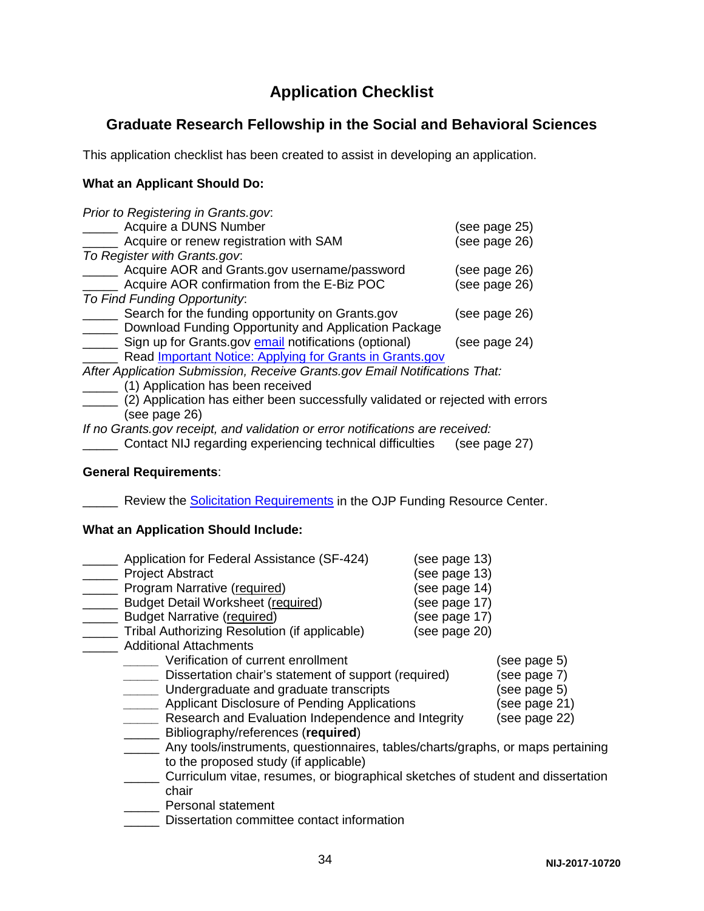# Application Checklist

## Graduate Research Fellowship in the Social and Behavioral Sciences

This application checklist has been created to assist in developing an application.

**What an Applicant Should Do:**

*Prior to Registering in Grants.gov*:

_____ Acquire a DUNS Number (see page 25)
_____ Acquire or renew registration with SAM (see page 26)

*To Register with Grants.gov*:

_____ Acquire AOR and Grants.gov username/password (see page 26)
_____ Acquire AOR confirmation from the E-Biz POC (see page 26)

*To Find Funding Opportunity*:

_____ Search for the funding opportunity on Grants.gov (see page 26)
_____ Download Funding Opportunity and Application Package
_____ Sign up for Grants.gov email notifications (optional) (see page 24)
_____ Read Important Notice: Applying for Grants in Grants.gov

*After Application Submission, Receive Grants.gov Email Notifications That:*

_____ (1) Application has been received
_____ (2) Application has either been successfully validated or rejected with errors (see page 26)

*If no Grants.gov receipt, and validation or error notifications are received:*

_____ Contact NIJ regarding experiencing technical difficulties (see page 27)

**General Requirements**:

_____ Review the Solicitation Requirements in the OJP Funding Resource Center.

**What an Application Should Include:**

_____ Application for Federal Assistance (SF-424) (see page 13)
_____ Project Abstract (see page 13)
_____ Program Narrative (required) (see page 14)
_____ Budget Detail Worksheet (required) (see page 17)
_____ Budget Narrative (required) (see page 17)
_____ Tribal Authorizing Resolution (if applicable) (see page 20)
_____ Additional Attachments

- _____ Verification of current enrollment (see page 5)
- _____ Dissertation chair's statement of support (required) (see page 7)
- _____ Undergraduate and graduate transcripts (see page 5)
- _____ Applicant Disclosure of Pending Applications (see page 21)
- _____ Research and Evaluation Independence and Integrity (see page 22)
- _____ Bibliography/references (**required**)
- _____ Any tools/instruments, questionnaires, tables/charts/graphs, or maps pertaining to the proposed study (if applicable)
- _____ Curriculum vitae, resumes, or biographical sketches of student and dissertation chair
- _____ Personal statement
- _____ Dissertation committee contact information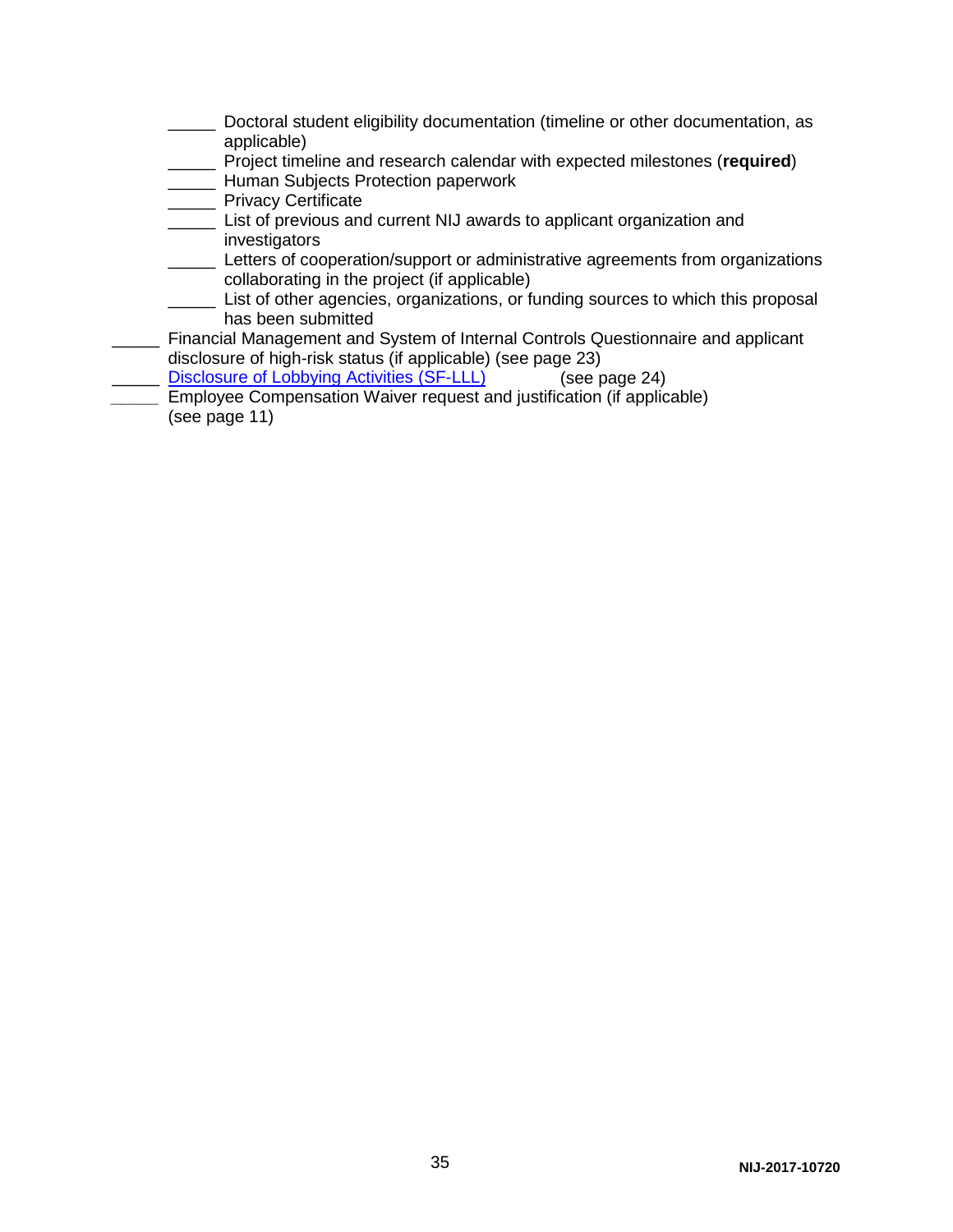- _____ Doctoral student eligibility documentation (timeline or other documentation, as applicable)
- _____ Project timeline and research calendar with expected milestones (**required**)
- _____ Human Subjects Protection paperwork
- _____ Privacy Certificate
- _____ List of previous and current NIJ awards to applicant organization and investigators
- _____ Letters of cooperation/support or administrative agreements from organizations collaborating in the project (if applicable)
- _____ List of other agencies, organizations, or funding sources to which this proposal has been submitted

_____ Financial Management and System of Internal Controls Questionnaire and applicant disclosure of high-risk status (if applicable) (see page 23)

_____ Disclosure of Lobbying Activities (SF-LLL) (see page 24)

_____ Employee Compensation Waiver request and justification (if applicable) (see page 11)